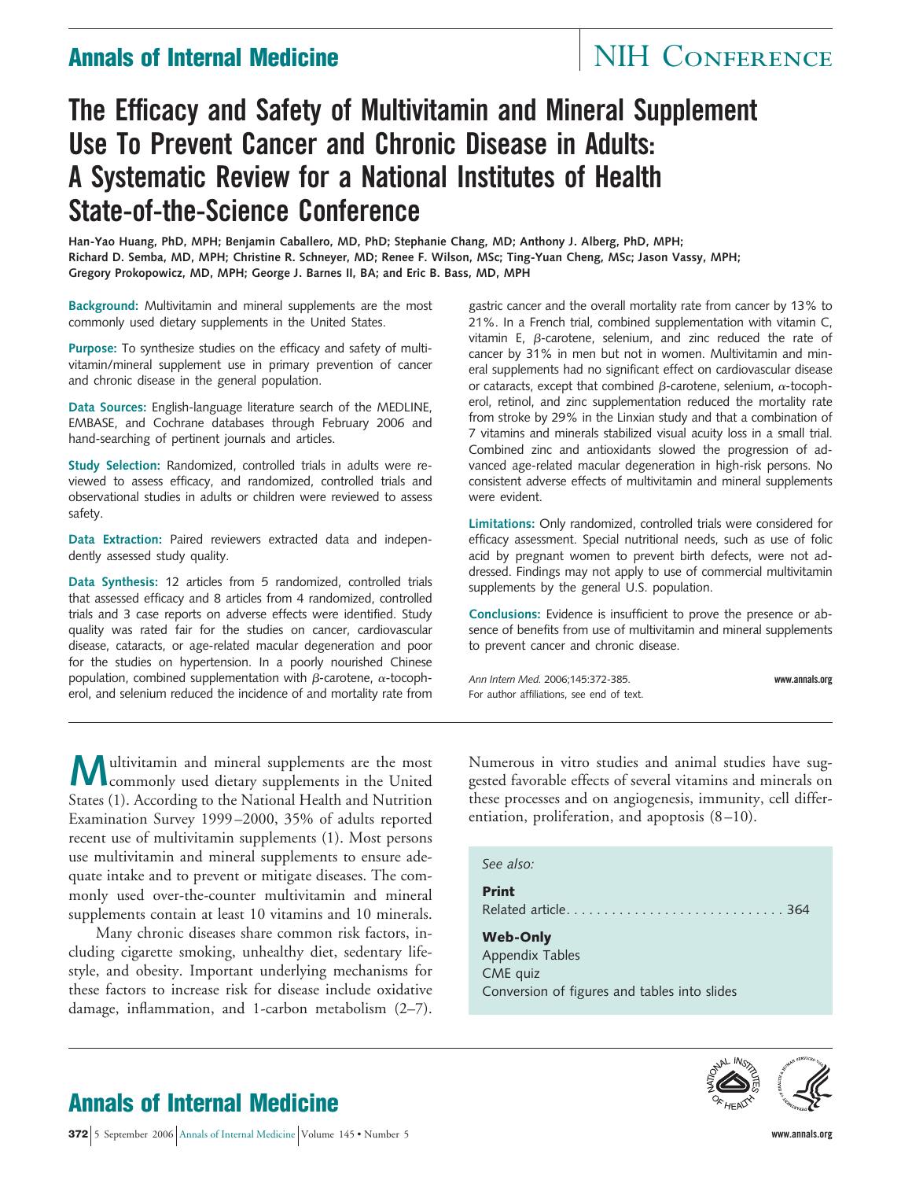# The Efficacy and Safety of Multivitamin and Mineral Supplement Use To Prevent Cancer and Chronic Disease in Adults: A Systematic Review for a National Institutes of Health State-of-the-Science Conference

**Han-Yao Huang, PhD, MPH; Benjamin Caballero, MD, PhD; Stephanie Chang, MD; Anthony J. Alberg, PhD, MPH; Richard D. Semba, MD, MPH; Christine R. Schneyer, MD; Renee F. Wilson, MSc; Ting-Yuan Cheng, MSc; Jason Vassy, MPH; Gregory Prokopowicz, MD, MPH; George J. Barnes II, BA; and Eric B. Bass, MD, MPH**

**Background:** Multivitamin and mineral supplements are the most commonly used dietary supplements in the United States.

**Purpose:** To synthesize studies on the efficacy and safety of multivitamin/mineral supplement use in primary prevention of cancer and chronic disease in the general population.

**Data Sources:** English-language literature search of the MEDLINE, EMBASE, and Cochrane databases through February 2006 and hand-searching of pertinent journals and articles.

**Study Selection:** Randomized, controlled trials in adults were reviewed to assess efficacy, and randomized, controlled trials and observational studies in adults or children were reviewed to assess safety.

**Data Extraction:** Paired reviewers extracted data and independently assessed study quality.

**Data Synthesis:** 12 articles from 5 randomized, controlled trials that assessed efficacy and 8 articles from 4 randomized, controlled trials and 3 case reports on adverse effects were identified. Study quality was rated fair for the studies on cancer, cardiovascular disease, cataracts, or age-related macular degeneration and poor for the studies on hypertension. In a poorly nourished Chinese population, combined supplementation with β-carotene, α-tocopherol, and selenium reduced the incidence of and mortality rate from gastric cancer and the overall mortality rate from cancer by 13% to 21%. In a French trial, combined supplementation with vitamin C, vitamin E, β-carotene, selenium, and zinc reduced the rate of cancer by 31% in men but not in women. Multivitamin and mineral supplements had no significant effect on cardiovascular disease or cataracts, except that combined β-carotene, selenium, α-tocopherol, retinol, and zinc supplementation reduced the mortality rate from stroke by 29% in the Linxian study and that a combination of 7 vitamins and minerals stabilized visual acuity loss in a small trial. Combined zinc and antioxidants slowed the progression of advanced age-related macular degeneration in high-risk persons. No consistent adverse effects of multivitamin and mineral supplements were evident.

**Limitations:** Only randomized, controlled trials were considered for efficacy assessment. Special nutritional needs, such as use of folic acid by pregnant women to prevent birth defects, were not addressed. Findings may not apply to use of commercial multivitamin supplements by the general U.S. population.

**Conclusions:** Evidence is insufficient to prove the presence or absence of benefits from use of multivitamin and mineral supplements to prevent cancer and chronic disease.

*Ann Intern Med.* 2006;145:372-385.
For author affiliations, see end of text.

Multivitamin and mineral supplements are the most commonly used dietary supplements in the United States (1). According to the National Health and Nutrition Examination Survey 1999–2000, 35% of adults reported recent use of multivitamin supplements (1). Most persons use multivitamin and mineral supplements to ensure adequate intake and to prevent or mitigate diseases. The commonly used over-the-counter multivitamin and mineral supplements contain at least 10 vitamins and 10 minerals.

Many chronic diseases share common risk factors, including cigarette smoking, unhealthy diet, sedentary lifestyle, and obesity. Important underlying mechanisms for these factors to increase risk for disease include oxidative damage, inflammation, and 1-carbon metabolism (2–7). Numerous in vitro studies and animal studies have suggested favorable effects of several vitamins and minerals on these processes and on angiogenesis, immunity, cell differentiation, proliferation, and apoptosis (8–10).

*See also:*

**Print**
Related article . . . . . . . . . . . . . . . . . . . . . . . . . . . . . 364

**Web-Only**
Appendix Tables
CME quiz
Conversion of figures and tables into slides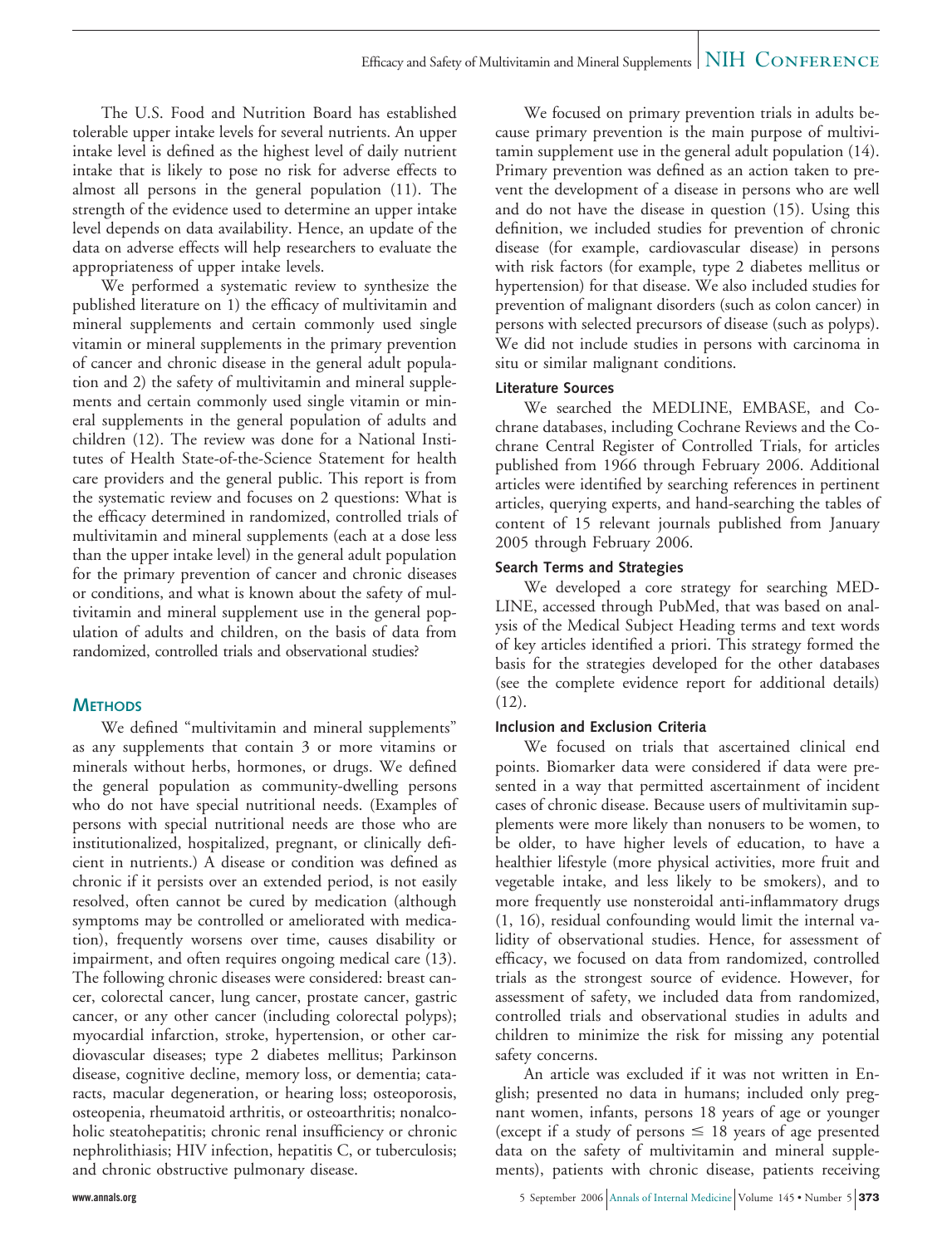The U.S. Food and Nutrition Board has established tolerable upper intake levels for several nutrients. An upper intake level is defined as the highest level of daily nutrient intake that is likely to pose no risk for adverse effects to almost all persons in the general population (11). The strength of the evidence used to determine an upper intake level depends on data availability. Hence, an update of the data on adverse effects will help researchers to evaluate the appropriateness of upper intake levels.

We performed a systematic review to synthesize the published literature on 1) the efficacy of multivitamin and mineral supplements and certain commonly used single vitamin or mineral supplements in the primary prevention of cancer and chronic disease in the general adult population and 2) the safety of multivitamin and mineral supplements and certain commonly used single vitamin or mineral supplements in the general population of adults and children (12). The review was done for a National Institutes of Health State-of-the-Science Statement for health care providers and the general public. This report is from the systematic review and focuses on 2 questions: What is the efficacy determined in randomized, controlled trials of multivitamin and mineral supplements (each at a dose less than the upper intake level) in the general adult population for the primary prevention of cancer and chronic diseases or conditions, and what is known about the safety of multivitamin and mineral supplement use in the general population of adults and children, on the basis of data from randomized, controlled trials and observational studies?

## METHODS

We defined "multivitamin and mineral supplements" as any supplements that contain 3 or more vitamins or minerals without herbs, hormones, or drugs. We defined the general population as community-dwelling persons who do not have special nutritional needs. (Examples of persons with special nutritional needs are those who are institutionalized, hospitalized, pregnant, or clinically deficient in nutrients.) A disease or condition was defined as chronic if it persists over an extended period, is not easily resolved, often cannot be cured by medication (although symptoms may be controlled or ameliorated with medication), frequently worsens over time, causes disability or impairment, and often requires ongoing medical care (13). The following chronic diseases were considered: breast cancer, colorectal cancer, lung cancer, prostate cancer, gastric cancer, or any other cancer (including colorectal polyps); myocardial infarction, stroke, hypertension, or other cardiovascular diseases; type 2 diabetes mellitus; Parkinson disease, cognitive decline, memory loss, or dementia; cataracts, macular degeneration, or hearing loss; osteoporosis, osteopenia, rheumatoid arthritis, or osteoarthritis; nonalcoholic steatohepatitis; chronic renal insufficiency or chronic nephrolithiasis; HIV infection, hepatitis C, or tuberculosis; and chronic obstructive pulmonary disease.

We focused on primary prevention trials in adults because primary prevention is the main purpose of multivitamin supplement use in the general adult population (14). Primary prevention was defined as an action taken to prevent the development of a disease in persons who are well and do not have the disease in question (15). Using this definition, we included studies for prevention of chronic disease (for example, cardiovascular disease) in persons with risk factors (for example, type 2 diabetes mellitus or hypertension) for that disease. We also included studies for prevention of malignant disorders (such as colon cancer) in persons with selected precursors of disease (such as polyps). We did not include studies in persons with carcinoma in situ or similar malignant conditions.

### Literature Sources

We searched the MEDLINE, EMBASE, and Cochrane databases, including Cochrane Reviews and the Cochrane Central Register of Controlled Trials, for articles published from 1966 through February 2006. Additional articles were identified by searching references in pertinent articles, querying experts, and hand-searching the tables of content of 15 relevant journals published from January 2005 through February 2006.

### Search Terms and Strategies

We developed a core strategy for searching MEDLINE, accessed through PubMed, that was based on analysis of the Medical Subject Heading terms and text words of key articles identified a priori. This strategy formed the basis for the strategies developed for the other databases (see the complete evidence report for additional details) (12).

### Inclusion and Exclusion Criteria

We focused on trials that ascertained clinical end points. Biomarker data were considered if data were presented in a way that permitted ascertainment of incident cases of chronic disease. Because users of multivitamin supplements were more likely than nonusers to be women, to be older, to have higher levels of education, to have a healthier lifestyle (more physical activities, more fruit and vegetable intake, and less likely to be smokers), and to more frequently use nonsteroidal anti-inflammatory drugs (1, 16), residual confounding would limit the internal validity of observational studies. Hence, for assessment of efficacy, we focused on data from randomized, controlled trials as the strongest source of evidence. However, for assessment of safety, we included data from randomized, controlled trials and observational studies in adults and children to minimize the risk for missing any potential safety concerns.

An article was excluded if it was not written in English; presented no data in humans; included only pregnant women, infants, persons 18 years of age or younger (except if a study of persons ≤ 18 years of age presented data on the safety of multivitamin and mineral supplements), patients with chronic disease, patients receiving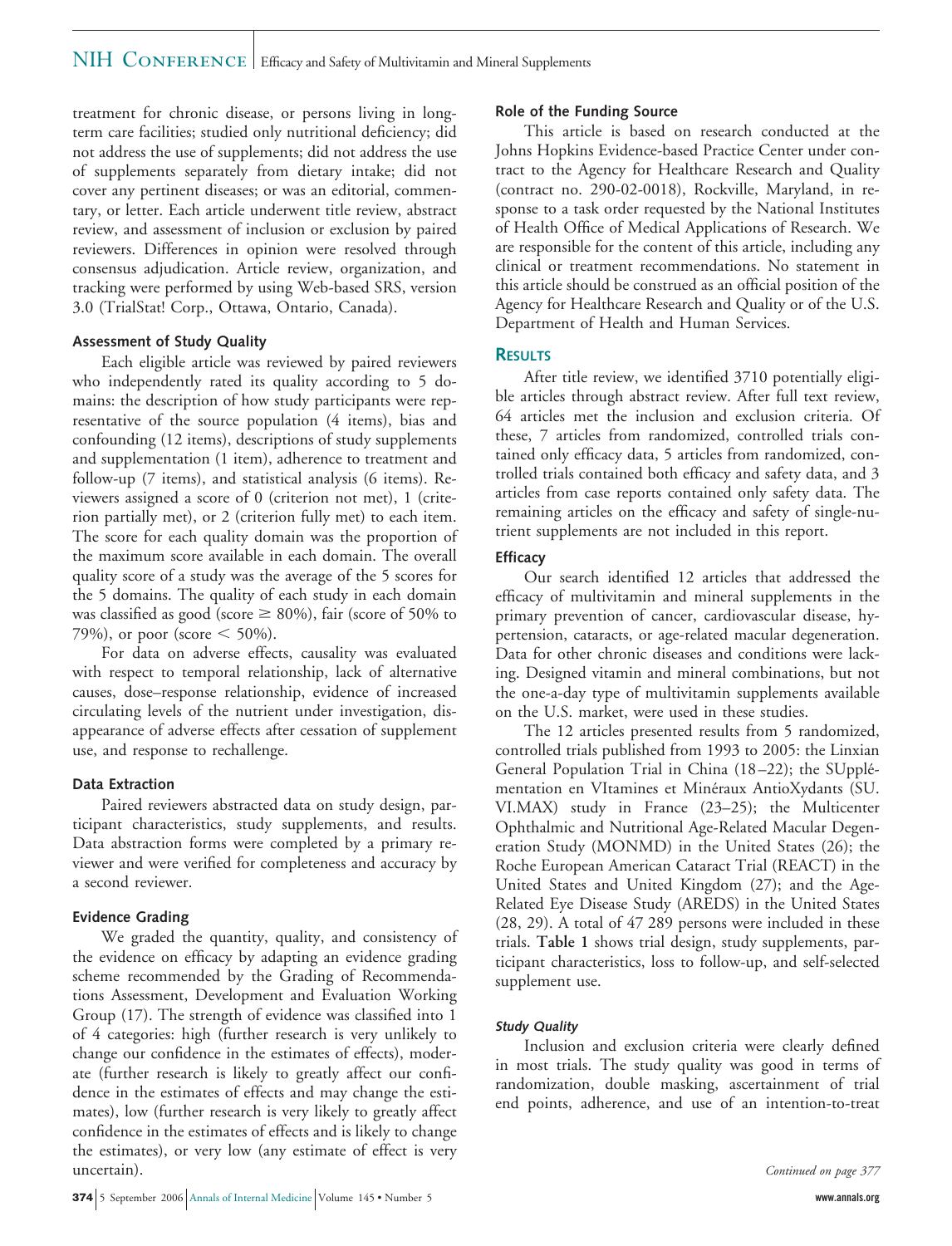treatment for chronic disease, or persons living in long-term care facilities; studied only nutritional deficiency; did not address the use of supplements; did not address the use of supplements separately from dietary intake; did not cover any pertinent diseases; or was an editorial, commentary, or letter. Each article underwent title review, abstract review, and assessment of inclusion or exclusion by paired reviewers. Differences in opinion were resolved through consensus adjudication. Article review, organization, and tracking were performed by using Web-based SRS, version 3.0 (TrialStat! Corp., Ottawa, Ontario, Canada).

### Assessment of Study Quality

Each eligible article was reviewed by paired reviewers who independently rated its quality according to 5 domains: the description of how study participants were representative of the source population (4 items), bias and confounding (12 items), descriptions of study supplements and supplementation (1 item), adherence to treatment and follow-up (7 items), and statistical analysis (6 items). Reviewers assigned a score of 0 (criterion not met), 1 (criterion partially met), or 2 (criterion fully met) to each item. The score for each quality domain was the proportion of the maximum score available in each domain. The overall quality score of a study was the average of the 5 scores for the 5 domains. The quality of each study in each domain was classified as good (score $\geq$ 80%), fair (score of 50% to 79%), or poor (score < 50%).

For data on adverse effects, causality was evaluated with respect to temporal relationship, lack of alternative causes, dose–response relationship, evidence of increased circulating levels of the nutrient under investigation, disappearance of adverse effects after cessation of supplement use, and response to rechallenge.

### Data Extraction

Paired reviewers abstracted data on study design, participant characteristics, study supplements, and results. Data abstraction forms were completed by a primary reviewer and were verified for completeness and accuracy by a second reviewer.

### Evidence Grading

We graded the quantity, quality, and consistency of the evidence on efficacy by adapting an evidence grading scheme recommended by the Grading of Recommendations Assessment, Development and Evaluation Working Group (17). The strength of evidence was classified into 1 of 4 categories: high (further research is very unlikely to change our confidence in the estimates of effects), moderate (further research is likely to greatly affect our confidence in the estimates of effects and may change the estimates), low (further research is very likely to greatly affect confidence in the estimates of effects and is likely to change the estimates), or very low (any estimate of effect is very uncertain).

### Role of the Funding Source

This article is based on research conducted at the Johns Hopkins Evidence-based Practice Center under contract to the Agency for Healthcare Research and Quality (contract no. 290-02-0018), Rockville, Maryland, in response to a task order requested by the National Institutes of Health Office of Medical Applications of Research. We are responsible for the content of this article, including any clinical or treatment recommendations. No statement in this article should be construed as an official position of the Agency for Healthcare Research and Quality or of the U.S. Department of Health and Human Services.

## RESULTS

After title review, we identified 3710 potentially eligible articles through abstract review. After full text review, 64 articles met the inclusion and exclusion criteria. Of these, 7 articles from randomized, controlled trials contained only efficacy data, 5 articles from randomized, controlled trials contained both efficacy and safety data, and 3 articles from case reports contained only safety data. The remaining articles on the efficacy and safety of single-nutrient supplements are not included in this report.

### Efficacy

Our search identified 12 articles that addressed the efficacy of multivitamin and mineral supplements in the primary prevention of cancer, cardiovascular disease, hypertension, cataracts, or age-related macular degeneration. Data for other chronic diseases and conditions were lacking. Designed vitamin and mineral combinations, but not the one-a-day type of multivitamin supplements available on the U.S. market, were used in these studies.

The 12 articles presented results from 5 randomized, controlled trials published from 1993 to 2005: the Linxian General Population Trial in China (18–22); the SUpplémentation en VItamines et Minéraux AntioXydants (SU.VI.MAX) study in France (23–25); the Multicenter Ophthalmic and Nutritional Age-Related Macular Degeneration Study (MONMD) in the United States (26); the Roche European American Cataract Trial (REACT) in the United States and United Kingdom (27); and the Age-Related Eye Disease Study (AREDS) in the United States (28, 29). A total of 47 289 persons were included in these trials. **Table 1** shows trial design, study supplements, participant characteristics, loss to follow-up, and self-selected supplement use.

#### *Study Quality*

Inclusion and exclusion criteria were clearly defined in most trials. The study quality was good in terms of randomization, double masking, ascertainment of trial end points, adherence, and use of an intention-to-treat

*Continued on page 377*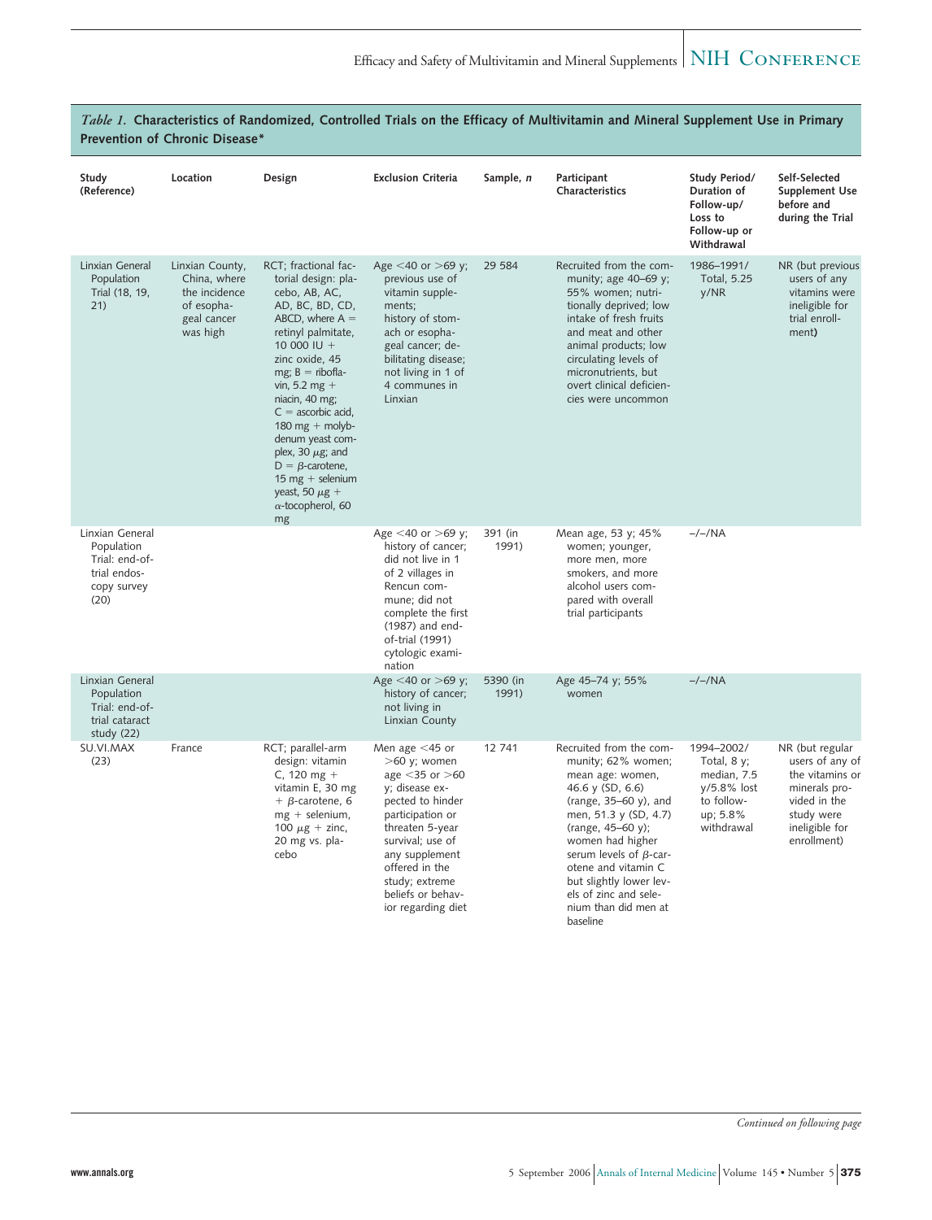*Table 1.* **Characteristics of Randomized, Controlled Trials on the Efficacy of Multivitamin and Mineral Supplement Use in Primary Prevention of Chronic Disease***

| Study (Reference) | Location | Design | Exclusion Criteria | Sample, *n* | Participant Characteristics | Study Period/ Duration of Follow-up/ Loss to Follow-up or Withdrawal | Self-Selected Supplement Use before and during the Trial |
|---|---|---|---|---|---|---|---|
| Linxian General Population Trial (18, 19, 21) | Linxian County, China, where the incidence of esophageal cancer was high | RCT; fractional factorial design: placebo, AB, AC, AD, BC, BD, CD, ABCD, where A = retinyl palmitate, 10 000 IU + zinc oxide, 45 mg; B = riboflavin, 5.2 mg + niacin, 40 mg; C = ascorbic acid, 180 mg + molybdenum yeast complex, 30 μg; and D = β-carotene, 15 mg + selenium yeast, 50 μg + α-tocopherol, 60 mg | Age <40 or >69 y; previous use of vitamin supplements; history of stomach or esophageal cancer; debilitating disease; not living in 1 of 4 communes in Linxian | 29 584 | Recruited from the community; age 40–69 y; 55% women; nutritionally deprived; low intake of fresh fruits and meat and other animal products; low circulating levels of micronutrients, but overt clinical deficiencies were uncommon | 1986–1991/ Total, 5.25 y/NR | NR (but previous users of any vitamins were ineligible for trial enrollment) |
| Linxian General Population Trial: end-of-trial endoscopy survey (20) | | | Age <40 or >69 y; history of cancer; did not live in 1 of 2 villages in Rencun commune; did not complete the first (1987) and end-of-trial (1991) cytologic examination | 391 (in 1991) | Mean age, 53 y; 45% women; younger, more men, more smokers, and more alcohol users compared with overall trial participants | –/–/NA | |
| Linxian General Population Trial: end-of-trial cataract study (22) | | | Age <40 or >69 y; history of cancer; not living in Linxian County | 5390 (in 1991) | Age 45–74 y; 55% women | –/–/NA | |
| SU.VI.MAX (23) | France | RCT; parallel-arm design: vitamin C, 120 mg + vitamin E, 30 mg + β-carotene, 6 mg + selenium, 100 μg + zinc, 20 mg vs. placebo | Men age <45 or >60 y; women age <35 or >60 y; disease expected to hinder participation or threaten 5-year survival; use of any supplement offered in the study; extreme beliefs or behavior regarding diet | 12 741 | Recruited from the community; 62% women; mean age: women, 46.6 y (SD, 6.6) (range, 35–60 y), and men, 51.3 y (SD, 4.7) (range, 45–60 y); women had higher serum levels of β-carotene and vitamin C but slightly lower levels of zinc and selenium than did men at baseline | 1994–2002/ Total, 8 y; median, 7.5 y/5.8% lost to follow-up; 5.8% withdrawal | NR (but regular users of any of the vitamins or minerals provided in the study were ineligible for enrollment) |

*Continued on following page*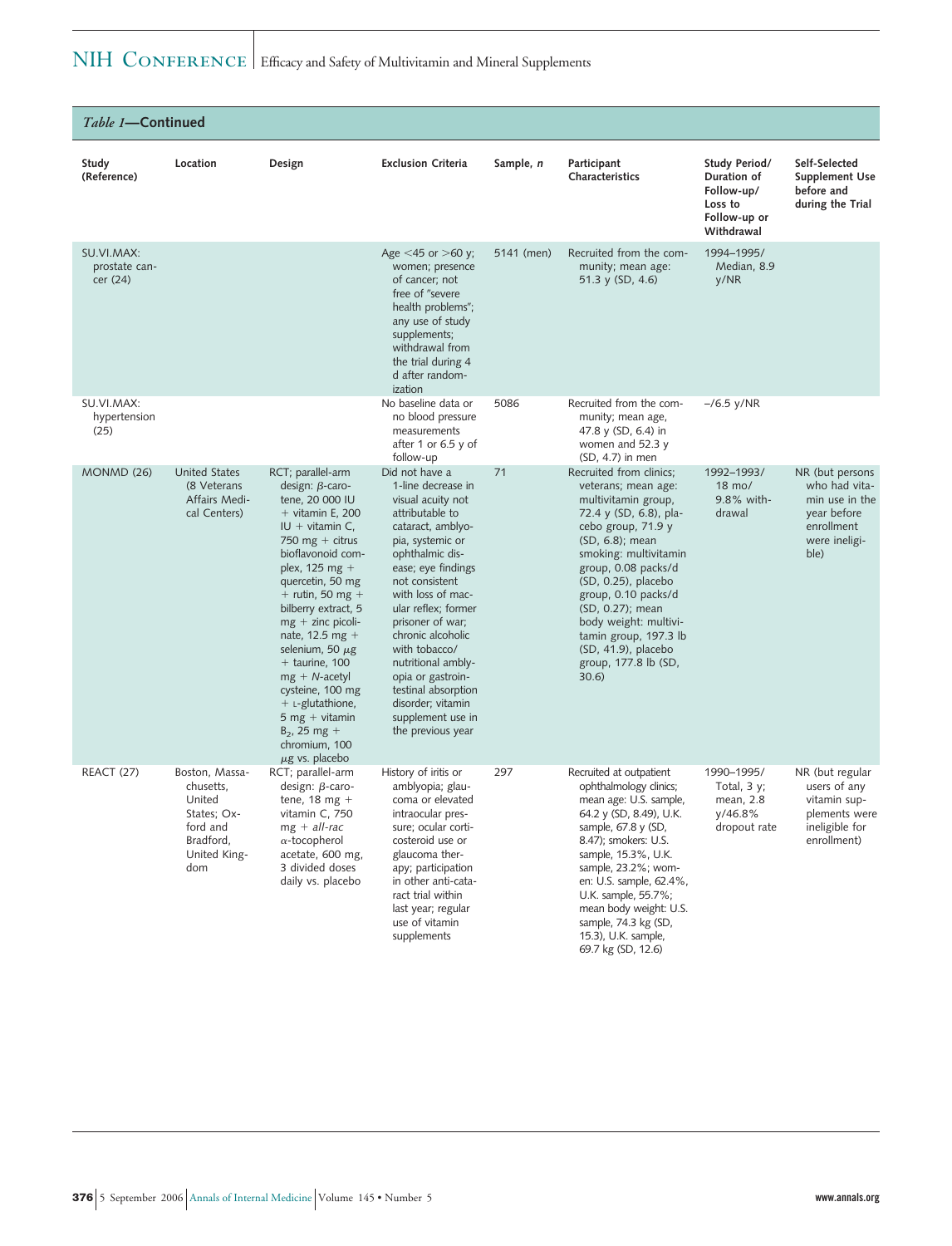*Table 1*—**Continued**

| Study (Reference) | Location | Design | Exclusion Criteria | Sample, *n* | Participant Characteristics | Study Period/ Duration of Follow-up/ Loss to Follow-up or Withdrawal | Self-Selected Supplement Use before and during the Trial |
|---|---|---|---|---|---|---|---|
| SU.VI.MAX: prostate cancer (24) | | | Age <45 or >60 y; women; presence of cancer; not free of "severe health problems"; any use of study supplements; withdrawal from the trial during 4 d after randomization | 5141 (men) | Recruited from the community; mean age: 51.3 y (SD, 4.6) | 1994–1995/ Median, 8.9 y/NR | |
| SU.VI.MAX: hypertension (25) | | | No baseline data or no blood pressure measurements after 1 or 6.5 y of follow-up | 5086 | Recruited from the community; mean age, 47.8 y (SD, 6.4) in women and 52.3 y (SD, 4.7) in men | –/6.5 y/NR | |
| MONMD (26) | United States (8 Veterans Affairs Medical Centers) | RCT; parallel-arm design: β-carotene, 20 000 IU + vitamin E, 200 IU + vitamin C, 750 mg + citrus bioflavonoid complex, 125 mg + quercetin, 50 mg + rutin, 50 mg + bilberry extract, 5 mg + zinc picolinate, 12.5 mg + selenium, 50 μg + taurine, 100 mg + *N*-acetyl cysteine, 100 mg + L-glutathione, 5 mg + vitamin $B_2$, 25 mg + chromium, 100 μg vs. placebo | Did not have a 1-line decrease in visual acuity not attributable to cataract, amblyopia, systemic or ophthalmic disease; eye findings not consistent with loss of macular reflex; former prisoner of war; chronic alcoholic with tobacco/ nutritional amblyopia or gastrointestinal absorption disorder; vitamin supplement use in the previous year | 71 | Recruited from clinics; veterans; mean age: multivitamin group, 72.4 y (SD, 6.8), placebo group, 71.9 y (SD, 6.8); mean smoking: multivitamin group, 0.08 packs/d (SD, 0.25), placebo group, 0.10 packs/d (SD, 0.27); mean body weight: multivitamin group, 197.3 lb (SD, 41.9), placebo group, 177.8 lb (SD, 30.6) | 1992–1993/ 18 mo/ 9.8% withdrawal | NR (but persons who had vitamin use in the year before enrollment were ineligible) |
| REACT (27) | Boston, Massachusetts, United States; Oxford and Bradford, United Kingdom | RCT; parallel-arm design: β-carotene, 18 mg + vitamin C, 750 mg + *all-rac* α-tocopherol acetate, 600 mg, 3 divided doses daily vs. placebo | History of iritis or amblyopia; glaucoma or elevated intraocular pressure; ocular corticosteroid use or glaucoma therapy; participation in other anti-cataract trial within last year; regular use of vitamin supplements | 297 | Recruited at outpatient ophthalmology clinics; mean age: U.S. sample, 64.2 y (SD, 8.49), U.K. sample, 67.8 y (SD, 8.47); smokers: U.S. sample, 15.3%, U.K. sample, 23.2%; women: U.S. sample, 62.4%, U.K. sample, 55.7%; mean body weight: U.S. sample, 74.3 kg (SD, 15.3), U.K. sample, 69.7 kg (SD, 12.6) | 1990–1995/ Total, 3 y; mean, 2.8 y/46.8% dropout rate | NR (but regular users of any vitamin supplements were ineligible for enrollment) |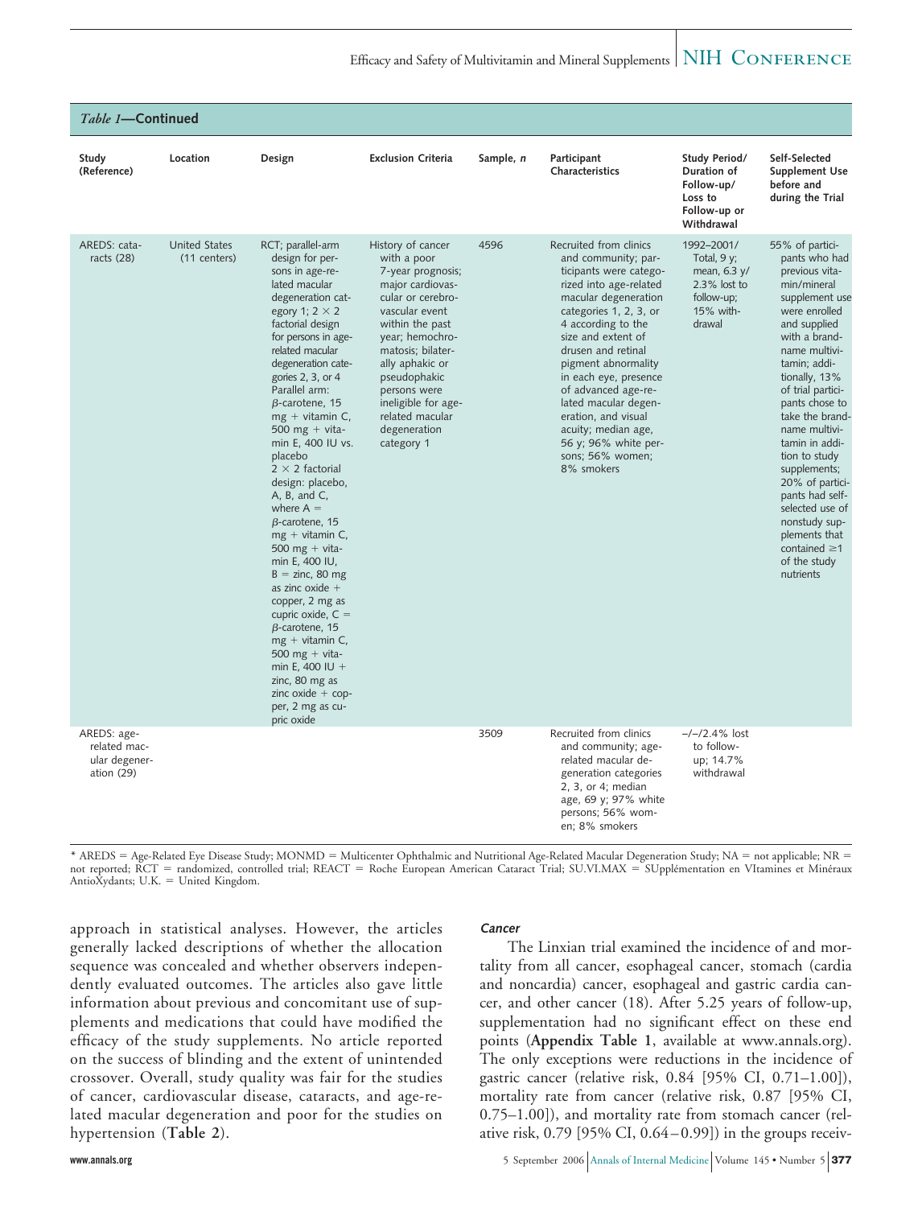*Table 1*—**Continued**

| Study (Reference) | Location | Design | Exclusion Criteria | Sample, *n* | Participant Characteristics | Study Period/ Duration of Follow-up/ Loss to Follow-up or Withdrawal | Self-Selected Supplement Use before and during the Trial |
|---|---|---|---|---|---|---|---|
| AREDS: cataracts (28) | United States (11 centers) | RCT; parallel-arm design for persons in age-related macular degeneration category 1; 2 × 2 factorial design for persons in age-related macular degeneration categories 2, 3, or 4 Parallel arm: β-carotene, 15 mg + vitamin C, 500 mg + vitamin E, 400 IU vs. placebo 2 × 2 factorial design: placebo, A, B, and C, where A = β-carotene, 15 mg + vitamin C, 500 mg + vitamin E, 400 IU, B = zinc, 80 mg as zinc oxide + copper, 2 mg as cupric oxide, C = β-carotene, 15 mg + vitamin C, 500 mg + vitamin E, 400 IU + zinc, 80 mg as zinc oxide + copper, 2 mg as cupric oxide | History of cancer with a poor 7-year prognosis; major cardiovascular or cerebrovascular event within the past year; hemochromatosis; bilaterally aphakic or pseudophakic persons were ineligible for age-related macular degeneration category 1 | 4596 | Recruited from clinics and community; participants were categorized into age-related macular degeneration categories 1, 2, 3, or 4 according to the size and extent of drusen and retinal pigment abnormality in each eye, presence of advanced age-related macular degeneration, and visual acuity; median age, 56 y; 96% white persons; 56% women; 8% smokers | 1992–2001/ Total, 9 y; mean, 6.3 y/ 2.3% lost to follow-up; 15% withdrawal | 55% of participants who had previous vitamin/mineral supplement use were enrolled and supplied with a brand-name multivitamin; additionally, 13% of trial participants chose to take the brand-name multivitamin in addition to study supplements; 20% of participants had self-selected use of nonstudy supplements that contained ≥1 of the study nutrients |
| AREDS: age-related macular degeneration (29) | | | | 3509 | Recruited from clinics and community; age-related macular degeneration categories 2, 3, or 4; median age, 69 y; 97% white persons; 56% women; 8% smokers | –/–/2.4% lost to follow-up; 14.7% withdrawal | |

\* AREDS = Age-Related Eye Disease Study; MONMD = Multicenter Ophthalmic and Nutritional Age-Related Macular Degeneration Study; NA = not applicable; NR = not reported; RCT = randomized, controlled trial; REACT = Roche European American Cataract Trial; SU.VI.MAX = SUpplémentation en VItamines et Minéraux AntioXydants; U.K. = United Kingdom.

approach in statistical analyses. However, the articles generally lacked descriptions of whether the allocation sequence was concealed and whether observers independently evaluated outcomes. The articles also gave little information about previous and concomitant use of supplements and medications that could have modified the efficacy of the study supplements. No article reported on the success of blinding and the extent of unintended crossover. Overall, study quality was fair for the studies of cancer, cardiovascular disease, cataracts, and age-related macular degeneration and poor for the studies on hypertension (**Table 2**).

### Cancer

The Linxian trial examined the incidence of and mortality from all cancer, esophageal cancer, stomach (cardia and noncardia) cancer, esophageal and gastric cardia cancer, and other cancer (18). After 5.25 years of follow-up, supplementation had no significant effect on these end points (**Appendix Table 1**, available at www.annals.org). The only exceptions were reductions in the incidence of gastric cancer (relative risk, 0.84 [95% CI, 0.71–1.00]), mortality rate from cancer (relative risk, 0.87 [95% CI, 0.75–1.00]), and mortality rate from stomach cancer (relative risk, 0.79 [95% CI, 0.64–0.99]) in the groups receiv-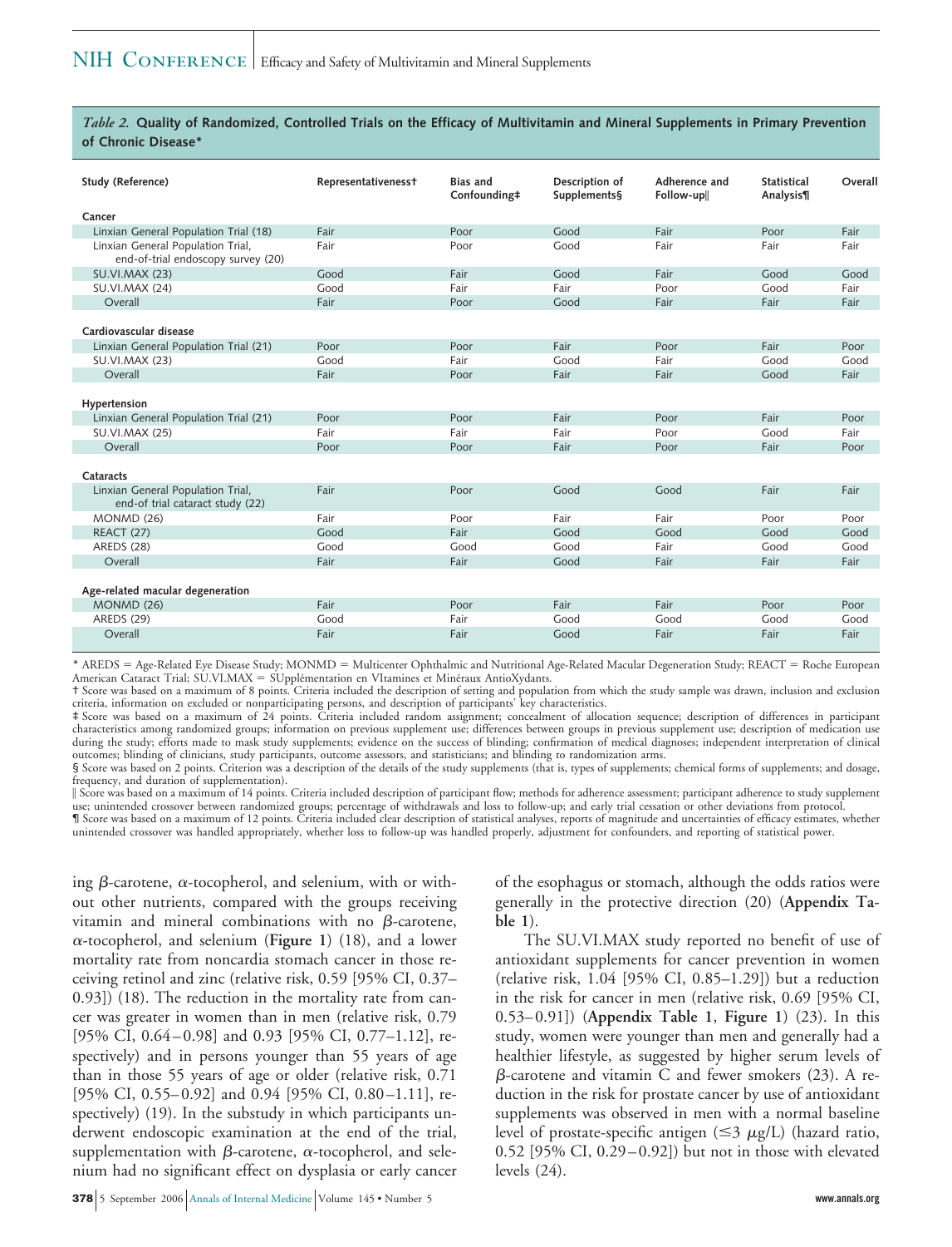*Table 2.* **Quality of Randomized, Controlled Trials on the Efficacy of Multivitamin and Mineral Supplements in Primary Prevention of Chronic Disease***

| Study (Reference) | Representativeness† | Bias and Confounding‡ | Description of Supplements§ | Adherence and Follow-up‖ | Statistical Analysis¶ | Overall |
|---|---|---|---|---|---|---|
| **Cancer** | | | | | | |
| Linxian General Population Trial (18) | Fair | Poor | Good | Fair | Poor | Fair |
| Linxian General Population Trial, end-of-trial endoscopy survey (20) | Fair | Poor | Good | Fair | Fair | Fair |
| SU.VI.MAX (23) | Good | Fair | Good | Fair | Good | Good |
| SU.VI.MAX (24) | Good | Fair | Fair | Poor | Good | Fair |
| Overall | Fair | Poor | Good | Fair | Fair | Fair |
| **Cardiovascular disease** | | | | | | |
| Linxian General Population Trial (21) | Poor | Poor | Fair | Poor | Fair | Poor |
| SU.VI.MAX (23) | Good | Fair | Good | Fair | Good | Good |
| Overall | Fair | Poor | Fair | Fair | Good | Fair |
| **Hypertension** | | | | | | |
| Linxian General Population Trial (21) | Poor | Poor | Fair | Poor | Fair | Poor |
| SU.VI.MAX (25) | Fair | Fair | Fair | Poor | Good | Fair |
| Overall | Poor | Poor | Fair | Poor | Fair | Poor |
| **Cataracts** | | | | | | |
| Linxian General Population Trial, end-of trial cataract study (22) | Fair | Poor | Good | Good | Fair | Fair |
| MONMD (26) | Fair | Poor | Fair | Fair | Poor | Poor |
| REACT (27) | Good | Fair | Good | Good | Good | Good |
| AREDS (28) | Good | Good | Good | Fair | Good | Good |
| Overall | Fair | Fair | Good | Fair | Fair | Fair |
| **Age-related macular degeneration** | | | | | | |
| MONMD (26) | Fair | Poor | Fair | Fair | Poor | Poor |
| AREDS (29) | Good | Fair | Good | Good | Good | Good |
| Overall | Fair | Fair | Good | Fair | Fair | Fair |

* AREDS = Age-Related Eye Disease Study; MONMD = Multicenter Ophthalmic and Nutritional Age-Related Macular Degeneration Study; REACT = Roche European American Cataract Trial; SU.VI.MAX = SUpplémentation en VItamines et Minéraux AntioXydants.
† Score was based on a maximum of 8 points. Criteria included the description of setting and population from which the study sample was drawn, inclusion and exclusion criteria, information on excluded or nonparticipating persons, and description of participants' key characteristics.
‡ Score was based on a maximum of 24 points. Criteria included random assignment; concealment of allocation sequence; description of differences in participant characteristics among randomized groups; information on previous supplement use; differences between groups in previous supplement use; description of medication use during the study; efforts made to mask study supplements; evidence on the success of blinding; confirmation of medical diagnoses; independent interpretation of clinical outcomes; blinding of clinicians, study participants, outcome assessors, and statisticians; and blinding to randomization arms.
§ Score was based on 2 points. Criterion was a description of the details of the study supplements (that is, types of supplements; chemical forms of supplements; and dosage, frequency, and duration of supplementation).
‖ Score was based on a maximum of 14 points. Criteria included description of participant flow; methods for adherence assessment; participant adherence to study supplement use; unintended crossover between randomized groups; percentage of withdrawals and loss to follow-up; and early trial cessation or other deviations from protocol.
¶ Score was based on a maximum of 12 points. Criteria included clear description of statistical analyses, reports of magnitude and uncertainties of efficacy estimates, whether unintended crossover was handled appropriately, whether loss to follow-up was handled properly, adjustment for confounders, and reporting of statistical power.

ing β-carotene, α-tocopherol, and selenium, with or without other nutrients, compared with the groups receiving vitamin and mineral combinations with no β-carotene, α-tocopherol, and selenium (**Figure 1**) (18), and a lower mortality rate from noncardia stomach cancer in those receiving retinol and zinc (relative risk, 0.59 [95% CI, 0.37–0.93]) (18). The reduction in the mortality rate from cancer was greater in women than in men (relative risk, 0.79 [95% CI, 0.64–0.98] and 0.93 [95% CI, 0.77–1.12], respectively) and in persons younger than 55 years of age than in those 55 years of age or older (relative risk, 0.71 [95% CI, 0.55–0.92] and 0.94 [95% CI, 0.80–1.11], respectively) (19). In the substudy in which participants underwent endoscopic examination at the end of the trial, supplementation with β-carotene, α-tocopherol, and selenium had no significant effect on dysplasia or early cancer of the esophagus or stomach, although the odds ratios were generally in the protective direction (20) (**Appendix Table 1**).

The SU.VI.MAX study reported no benefit of use of antioxidant supplements for cancer prevention in women (relative risk, 1.04 [95% CI, 0.85–1.29]) but a reduction in the risk for cancer in men (relative risk, 0.69 [95% CI, 0.53–0.91]) (**Appendix Table 1**, **Figure 1**) (23). In this study, women were younger than men and generally had a healthier lifestyle, as suggested by higher serum levels of β-carotene and vitamin C and fewer smokers (23). A reduction in the risk for prostate cancer by use of antioxidant supplements was observed in men with a normal baseline level of prostate-specific antigen ($\leq 3$ μg/L) (hazard ratio, 0.52 [95% CI, 0.29–0.92]) but not in those with elevated levels (24).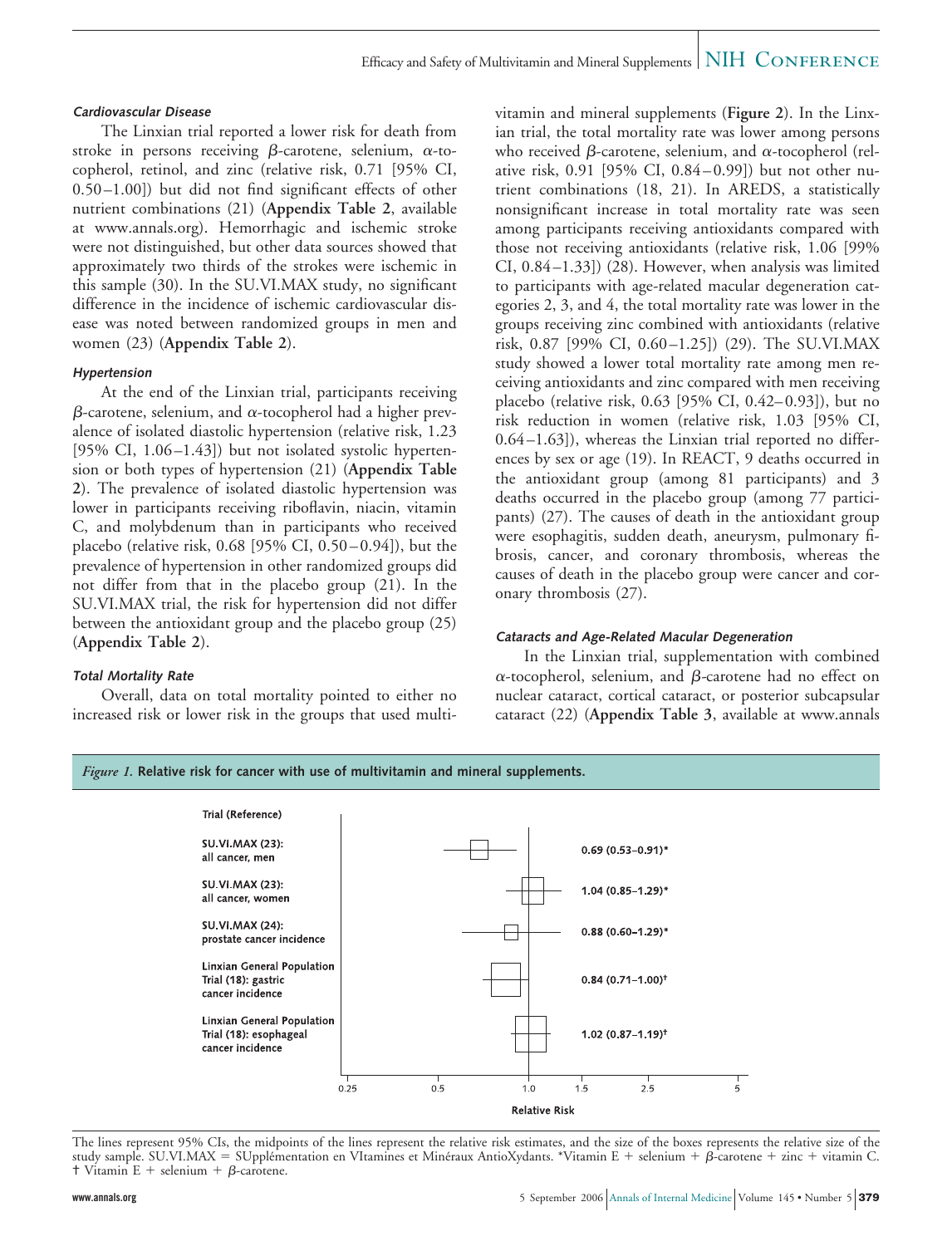#### Cardiovascular Disease

The Linxian trial reported a lower risk for death from stroke in persons receiving β-carotene, selenium, α-tocopherol, retinol, and zinc (relative risk, 0.71 [95% CI, 0.50–1.00]) but did not find significant effects of other nutrient combinations (21) (**Appendix Table 2**, available at www.annals.org). Hemorrhagic and ischemic stroke were not distinguished, but other data sources showed that approximately two thirds of the strokes were ischemic in this sample (30). In the SU.VI.MAX study, no significant difference in the incidence of ischemic cardiovascular disease was noted between randomized groups in men and women (23) (**Appendix Table 2**).

#### Hypertension

At the end of the Linxian trial, participants receiving β-carotene, selenium, and α-tocopherol had a higher prevalence of isolated diastolic hypertension (relative risk, 1.23 [95% CI, 1.06–1.43]) but not isolated systolic hypertension or both types of hypertension (21) (**Appendix Table 2**). The prevalence of isolated diastolic hypertension was lower in participants receiving riboflavin, niacin, vitamin C, and molybdenum than in participants who received placebo (relative risk, 0.68 [95% CI, 0.50–0.94]), but the prevalence of hypertension in other randomized groups did not differ from that in the placebo group (21). In the SU.VI.MAX trial, the risk for hypertension did not differ between the antioxidant group and the placebo group (25) (**Appendix Table 2**).

#### Total Mortality Rate

Overall, data on total mortality pointed to either no increased risk or lower risk in the groups that used multivitamin and mineral supplements (**Figure 2**). In the Linxian trial, the total mortality rate was lower among persons who received β-carotene, selenium, and α-tocopherol (relative risk, 0.91 [95% CI, 0.84–0.99]) but not other nutrient combinations (18, 21). In AREDS, a statistically nonsignificant increase in total mortality rate was seen among participants receiving antioxidants compared with those not receiving antioxidants (relative risk, 1.06 [99% CI, 0.84–1.33]) (28). However, when analysis was limited to participants with age-related macular degeneration categories 2, 3, and 4, the total mortality rate was lower in the groups receiving zinc combined with antioxidants (relative risk, 0.87 [99% CI, 0.60–1.25]) (29). The SU.VI.MAX study showed a lower total mortality rate among men receiving antioxidants and zinc compared with men receiving placebo (relative risk, 0.63 [95% CI, 0.42–0.93]), but no risk reduction in women (relative risk, 1.03 [95% CI, 0.64–1.63]), whereas the Linxian trial reported no differences by sex or age (19). In REACT, 9 deaths occurred in the antioxidant group (among 81 participants) and 3 deaths occurred in the placebo group (among 77 participants) (27). The causes of death in the antioxidant group were esophagitis, sudden death, aneurysm, pulmonary fibrosis, cancer, and coronary thrombosis, whereas the causes of death in the placebo group were cancer and coronary thrombosis (27).

#### Cataracts and Age-Related Macular Degeneration

In the Linxian trial, supplementation with combined α-tocopherol, selenium, and β-carotene had no effect on nuclear cataract, cortical cataract, or posterior subcapsular cataract (22) (**Appendix Table 3**, available at www.annals

*Figure 1.* **Relative risk for cancer with use of multivitamin and mineral supplements.**

| Trial (Reference) | Relative Risk |
|---|---|
| SU.VI.MAX (23): all cancer, men | 0.69 (0.53–0.91)* |
| SU.VI.MAX (23): all cancer, women | 1.04 (0.85–1.29)* |
| SU.VI.MAX (24): prostate cancer incidence | 0.88 (0.60–1.29)* |
| Linxian General Population Trial (18): gastric cancer incidence | 0.84 (0.71–1.00)† |
| Linxian General Population Trial (18): esophageal cancer incidence | 1.02 (0.87–1.19)† |

The lines represent 95% CIs, the midpoints of the lines represent the relative risk estimates, and the size of the boxes represents the relative size of the study sample. SU.VI.MAX = SUpplémentation en VItamines et Minéraux AntioXydants. *Vitamin E + selenium + β-carotene + zinc + vitamin C. † Vitamin E + selenium + β-carotene.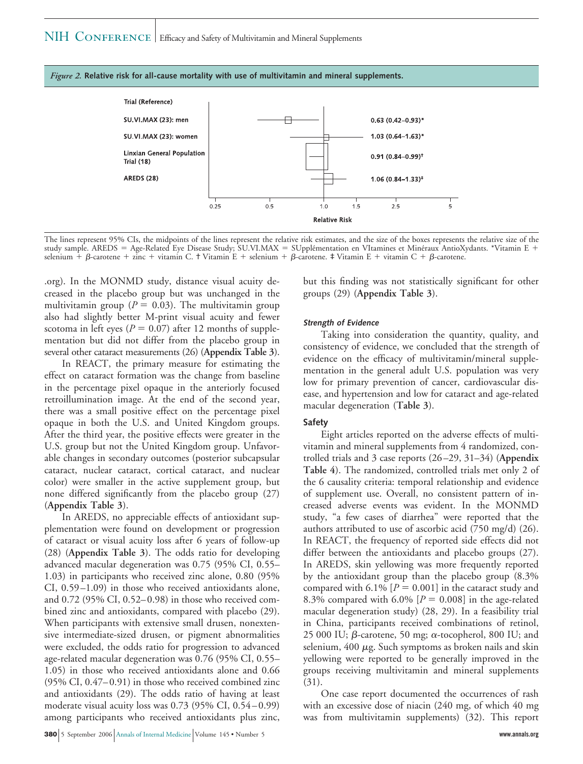*Figure 2.* **Relative risk for all-cause mortality with use of multivitamin and mineral supplements.**

| Trial (Reference) | Relative Risk |
|---|---|
| SU.VI.MAX (23): men | 0.63 (0.42–0.93)* |
| SU.VI.MAX (23): women | 1.03 (0.64–1.63)* |
| Linxian General Population Trial (18) | 0.91 (0.84–0.99)† |
| AREDS (28) | 1.06 (0.84–1.33)‡ |

The lines represent 95% CIs, the midpoints of the lines represent the relative risk estimates, and the size of the boxes represents the relative size of the study sample. AREDS = Age-Related Eye Disease Study; SU.VI.MAX = SUpplémentation en VItamines et Minéraux AntioXydants. *Vitamin E + selenium + β-carotene + zinc + vitamin C. † Vitamin E + selenium + β-carotene. ‡ Vitamin E + vitamin C + β-carotene.

.org). In the MONMD study, distance visual acuity decreased in the placebo group but was unchanged in the multivitamin group ($P = 0.03$). The multivitamin group also had slightly better M-print visual acuity and fewer scotoma in left eyes ($P = 0.07$) after 12 months of supplementation but did not differ from the placebo group in several other cataract measurements (26) (**Appendix Table 3**).

In REACT, the primary measure for estimating the effect on cataract formation was the change from baseline in the percentage pixel opaque in the anteriorly focused retroillumination image. At the end of the second year, there was a small positive effect on the percentage pixel opaque in both the U.S. and United Kingdom groups. After the third year, the positive effects were greater in the U.S. group but not the United Kingdom group. Unfavorable changes in secondary outcomes (posterior subcapsular cataract, nuclear cataract, cortical cataract, and nuclear color) were smaller in the active supplement group, but none differed significantly from the placebo group (27) (**Appendix Table 3**).

In AREDS, no appreciable effects of antioxidant supplementation were found on development or progression of cataract or visual acuity loss after 6 years of follow-up (28) (**Appendix Table 3**). The odds ratio for developing advanced macular degeneration was 0.75 (95% CI, 0.55–1.03) in participants who received zinc alone, 0.80 (95% CI, 0.59–1.09) in those who received antioxidants alone, and 0.72 (95% CI, 0.52–0.98) in those who received combined zinc and antioxidants, compared with placebo (29). When participants with extensive small drusen, nonextensive intermediate-sized drusen, or pigment abnormalities were excluded, the odds ratio for progression to advanced age-related macular degeneration was 0.76 (95% CI, 0.55–1.05) in those who received antioxidants alone and 0.66 (95% CI, 0.47–0.91) in those who received combined zinc and antioxidants (29). The odds ratio of having at least moderate visual acuity loss was 0.73 (95% CI, 0.54–0.99) among participants who received antioxidants plus zinc, but this finding was not statistically significant for other groups (29) (**Appendix Table 3**).

#### *Strength of Evidence*

Taking into consideration the quantity, quality, and consistency of evidence, we concluded that the strength of evidence on the efficacy of multivitamin/mineral supplementation in the general adult U.S. population was very low for primary prevention of cancer, cardiovascular disease, and hypertension and low for cataract and age-related macular degeneration (**Table 3**).

### Safety

Eight articles reported on the adverse effects of multivitamin and mineral supplements from 4 randomized, controlled trials and 3 case reports (26–29, 31–34) (**Appendix Table 4**). The randomized, controlled trials met only 2 of the 6 causality criteria: temporal relationship and evidence of supplement use. Overall, no consistent pattern of increased adverse events was evident. In the MONMD study, "a few cases of diarrhea" were reported that the authors attributed to use of ascorbic acid (750 mg/d) (26). In REACT, the frequency of reported side effects did not differ between the antioxidants and placebo groups (27). In AREDS, skin yellowing was more frequently reported by the antioxidant group than the placebo group (8.3% compared with 6.1% [$P = 0.001$] in the cataract study and 8.3% compared with 6.0% [$P = 0.008$] in the age-related macular degeneration study) (28, 29). In a feasibility trial in China, participants received combinations of retinol, 25 000 IU; β-carotene, 50 mg; α-tocopherol, 800 IU; and selenium, 400 μg. Such symptoms as broken nails and skin yellowing were reported to be generally improved in the groups receiving multivitamin and mineral supplements (31).

One case report documented the occurrences of rash with an excessive dose of niacin (240 mg, of which 40 mg was from multivitamin supplements) (32). This report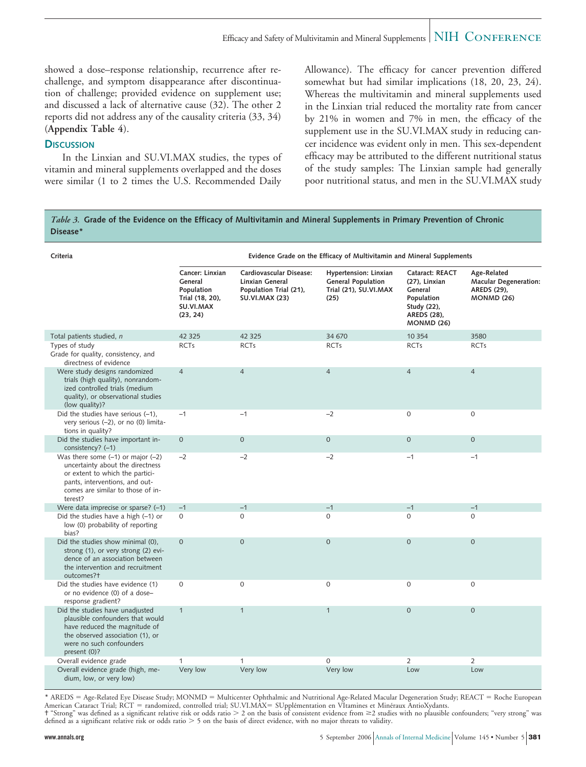showed a dose–response relationship, recurrence after rechallenge, and symptom disappearance after discontinuation of challenge; provided evidence on supplement use; and discussed a lack of alternative cause (32). The other 2 reports did not address any of the causality criteria (33, 34) (**Appendix Table 4**).

## Discussion

In the Linxian and SU.VI.MAX studies, the types of vitamin and mineral supplements overlapped and the doses were similar (1 to 2 times the U.S. Recommended Daily Allowance). The efficacy for cancer prevention differed somewhat but had similar implications (18, 20, 23, 24). Whereas the multivitamin and mineral supplements used in the Linxian trial reduced the mortality rate from cancer by 21% in women and 7% in men, the efficacy of the supplement use in the SU.VI.MAX study in reducing cancer incidence was evident only in men. This sex-dependent efficacy may be attributed to the different nutritional status of the study samples: The Linxian sample had generally poor nutritional status, and men in the SU.VI.MAX study

*Table 3.* **Grade of the Evidence on the Efficacy of Multivitamin and Mineral Supplements in Primary Prevention of Chronic Disease***

| Criteria | Evidence Grade on the Efficacy of Multivitamin and Mineral Supplements | | | | |
|---|---|---|---|---|---|
| | **Cancer: Linxian General Population Trial (18, 20), SU.VI.MAX (23, 24)** | **Cardiovascular Disease: Linxian General Population Trial (21), SU.VI.MAX (23)** | **Hypertension: Linxian General Population Trial (21), SU.VI.MAX (25)** | **Cataract: REACT (27), Linxian General Population Study (22), AREDS (28), MONMD (26)** | **Age-Related Macular Degeneration: AREDS (29), MONMD (26)** |
| Total patients studied, *n* | 42 325 | 42 325 | 34 670 | 10 354 | 3580 |
| Types of study | RCTs | RCTs | RCTs | RCTs | RCTs |
| Grade for quality, consistency, and directness of evidence | | | | | |
| Were study designs randomized trials (high quality), nonrandomized controlled trials (medium quality), or observational studies (low quality)? | 4 | 4 | 4 | 4 | 4 |
| Did the studies have serious (−1), very serious (−2), or no (0) limitations in quality? | −1 | −1 | −2 | 0 | 0 |
| Did the studies have important inconsistency? (−1) | 0 | 0 | 0 | 0 | 0 |
| Was there some (−1) or major (−2) uncertainty about the directness or extent to which the participants, interventions, and outcomes are similar to those of interest? | −2 | −2 | −2 | −1 | −1 |
| Were data imprecise or sparse? (−1) | −1 | −1 | −1 | −1 | −1 |
| Did the studies have a high (−1) or low (0) probability of reporting bias? | 0 | 0 | 0 | 0 | 0 |
| Did the studies show minimal (0), strong (1), or very strong (2) evidence of an association between the intervention and recruitment outcomes?† | 0 | 0 | 0 | 0 | 0 |
| Did the studies have evidence (1) or no evidence (0) of a dose–response gradient? | 0 | 0 | 0 | 0 | 0 |
| Did the studies have unadjusted plausible confounders that would have reduced the magnitude of the observed association (1), or were no such confounders present (0)? | 1 | 1 | 1 | 0 | 0 |
| Overall evidence grade | 1 | 1 | 0 | 2 | 2 |
| Overall evidence grade (high, medium, low, or very low) | Very low | Very low | Very low | Low | Low |

\* AREDS = Age-Related Eye Disease Study; MONMD = Multicenter Ophthalmic and Nutritional Age-Related Macular Degeneration Study; REACT = Roche European American Cataract Trial; RCT = randomized, controlled trial; SU.VI.MAX= SUpplémentation en VItamines et Minéraux AntioXydants.
† "Strong" was defined as a significant relative risk or odds ratio > 2 on the basis of consistent evidence from ≥2 studies with no plausible confounders; "very strong" was defined as a significant relative risk or odds ratio > 5 on the basis of direct evidence, with no major threats to validity.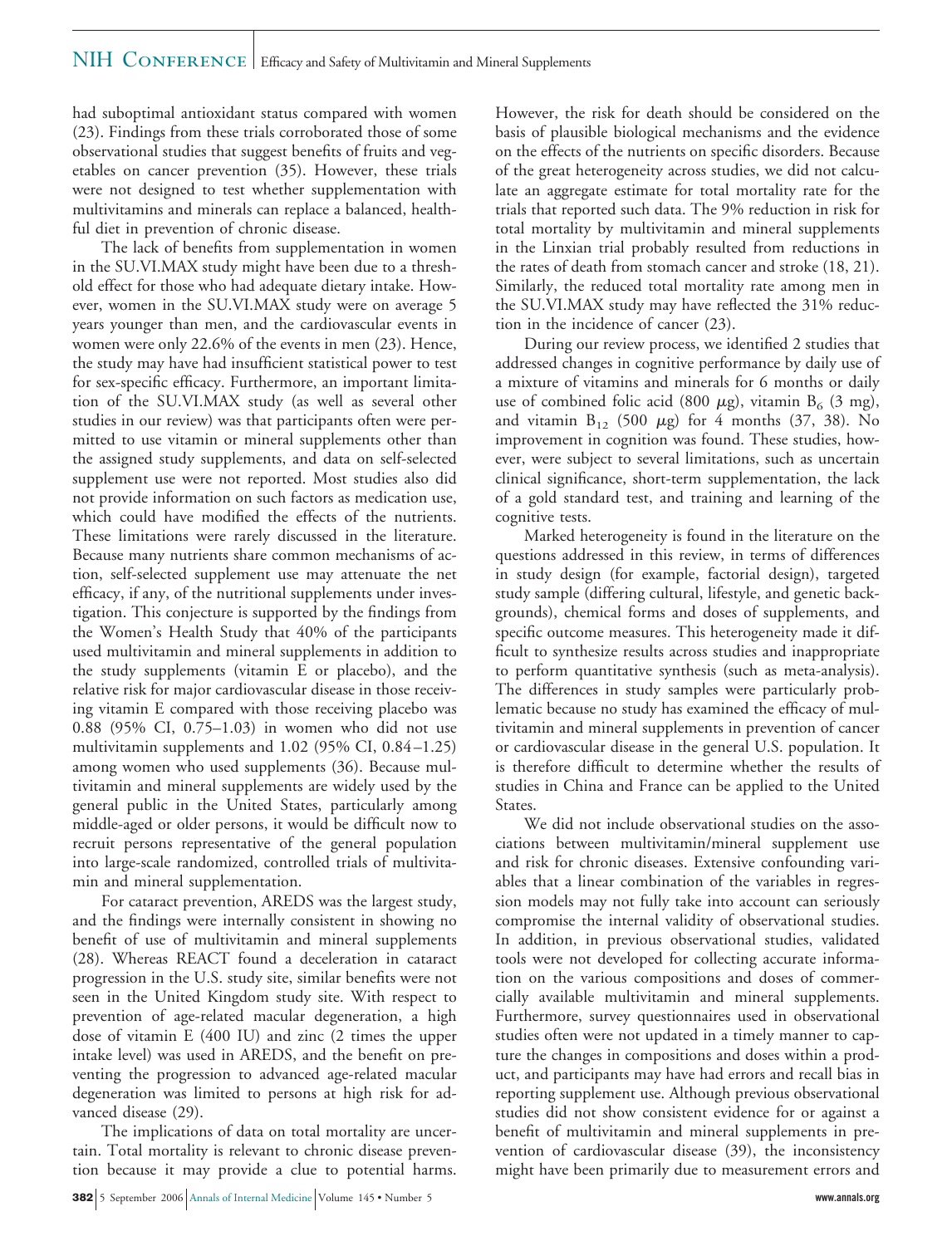had suboptimal antioxidant status compared with women (23). Findings from these trials corroborated those of some observational studies that suggest benefits of fruits and vegetables on cancer prevention (35). However, these trials were not designed to test whether supplementation with multivitamins and minerals can replace a balanced, healthful diet in prevention of chronic disease.

The lack of benefits from supplementation in women in the SU.VI.MAX study might have been due to a threshold effect for those who had adequate dietary intake. However, women in the SU.VI.MAX study were on average 5 years younger than men, and the cardiovascular events in women were only 22.6% of the events in men (23). Hence, the study may have had insufficient statistical power to test for sex-specific efficacy. Furthermore, an important limitation of the SU.VI.MAX study (as well as several other studies in our review) was that participants often were permitted to use vitamin or mineral supplements other than the assigned study supplements, and data on self-selected supplement use were not reported. Most studies also did not provide information on such factors as medication use, which could have modified the effects of the nutrients. These limitations were rarely discussed in the literature. Because many nutrients share common mechanisms of action, self-selected supplement use may attenuate the net efficacy, if any, of the nutritional supplements under investigation. This conjecture is supported by the findings from the Women's Health Study that 40% of the participants used multivitamin and mineral supplements in addition to the study supplements (vitamin E or placebo), and the relative risk for major cardiovascular disease in those receiving vitamin E compared with those receiving placebo was 0.88 (95% CI, 0.75–1.03) in women who did not use multivitamin supplements and 1.02 (95% CI, 0.84–1.25) among women who used supplements (36). Because multivitamin and mineral supplements are widely used by the general public in the United States, particularly among middle-aged or older persons, it would be difficult now to recruit persons representative of the general population into large-scale randomized, controlled trials of multivitamin and mineral supplementation.

For cataract prevention, AREDS was the largest study, and the findings were internally consistent in showing no benefit of use of multivitamin and mineral supplements (28). Whereas REACT found a deceleration in cataract progression in the U.S. study site, similar benefits were not seen in the United Kingdom study site. With respect to prevention of age-related macular degeneration, a high dose of vitamin E (400 IU) and zinc (2 times the upper intake level) was used in AREDS, and the benefit on preventing the progression to advanced age-related macular degeneration was limited to persons at high risk for advanced disease (29).

The implications of data on total mortality are uncertain. Total mortality is relevant to chronic disease prevention because it may provide a clue to potential harms. However, the risk for death should be considered on the basis of plausible biological mechanisms and the evidence on the effects of the nutrients on specific disorders. Because of the great heterogeneity across studies, we did not calculate an aggregate estimate for total mortality rate for the trials that reported such data. The 9% reduction in risk for total mortality by multivitamin and mineral supplements in the Linxian trial probably resulted from reductions in the rates of death from stomach cancer and stroke (18, 21). Similarly, the reduced total mortality rate among men in the SU.VI.MAX study may have reflected the 31% reduction in the incidence of cancer (23).

During our review process, we identified 2 studies that addressed changes in cognitive performance by daily use of a mixture of vitamins and minerals for 6 months or daily use of combined folic acid (800 $\mu$g), vitamin $B_6$ (3 mg), and vitamin $B_{12}$ (500 $\mu$g) for 4 months (37, 38). No improvement in cognition was found. These studies, however, were subject to several limitations, such as uncertain clinical significance, short-term supplementation, the lack of a gold standard test, and training and learning of the cognitive tests.

Marked heterogeneity is found in the literature on the questions addressed in this review, in terms of differences in study design (for example, factorial design), targeted study sample (differing cultural, lifestyle, and genetic backgrounds), chemical forms and doses of supplements, and specific outcome measures. This heterogeneity made it difficult to synthesize results across studies and inappropriate to perform quantitative synthesis (such as meta-analysis). The differences in study samples were particularly problematic because no study has examined the efficacy of multivitamin and mineral supplements in prevention of cancer or cardiovascular disease in the general U.S. population. It is therefore difficult to determine whether the results of studies in China and France can be applied to the United States.

We did not include observational studies on the associations between multivitamin/mineral supplement use and risk for chronic diseases. Extensive confounding variables that a linear combination of the variables in regression models may not fully take into account can seriously compromise the internal validity of observational studies. In addition, in previous observational studies, validated tools were not developed for collecting accurate information on the various compositions and doses of commercially available multivitamin and mineral supplements. Furthermore, survey questionnaires used in observational studies often were not updated in a timely manner to capture the changes in compositions and doses within a product, and participants may have had errors and recall bias in reporting supplement use. Although previous observational studies did not show consistent evidence for or against a benefit of multivitamin and mineral supplements in prevention of cardiovascular disease (39), the inconsistency might have been primarily due to measurement errors and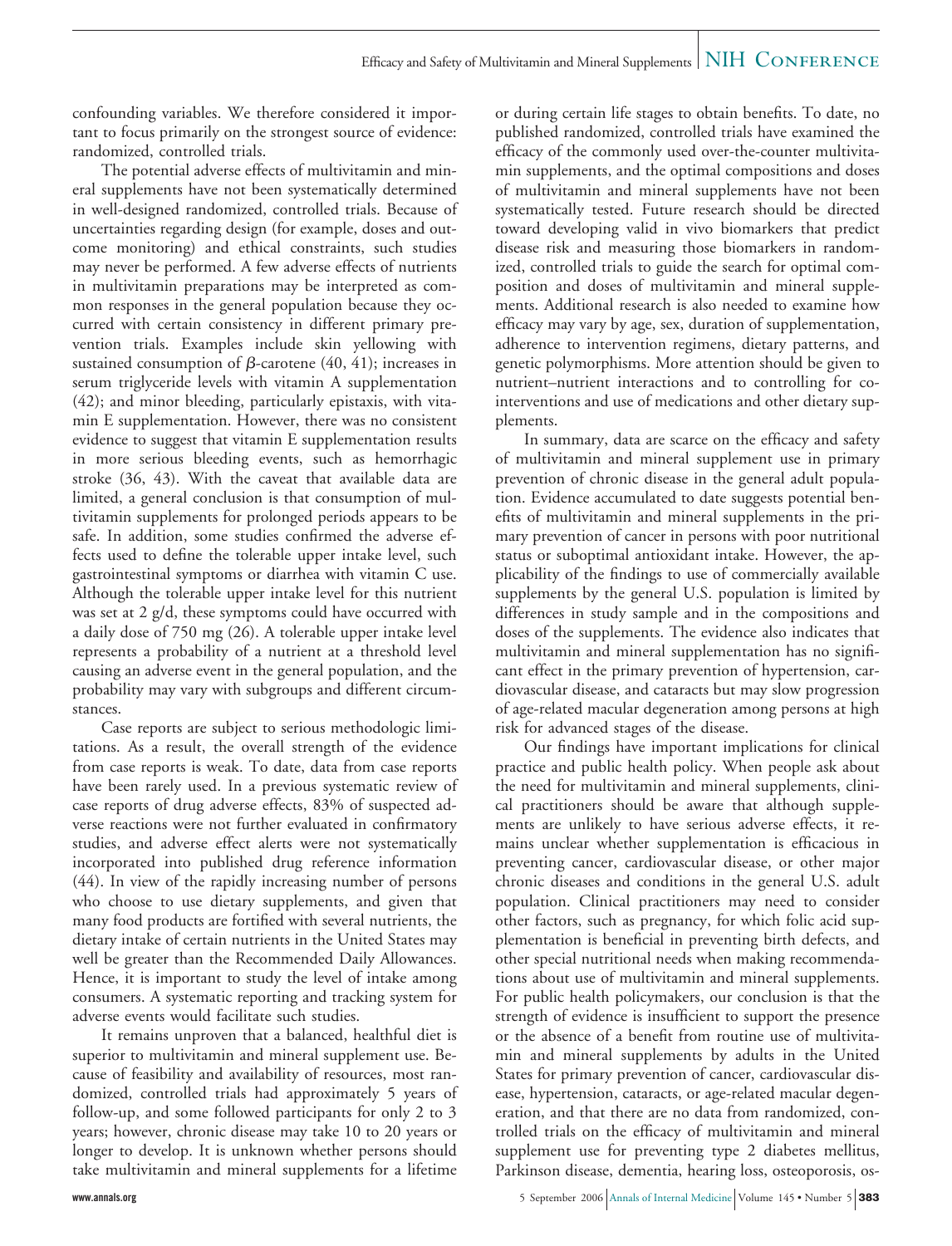confounding variables. We therefore considered it important to focus primarily on the strongest source of evidence: randomized, controlled trials.

The potential adverse effects of multivitamin and mineral supplements have not been systematically determined in well-designed randomized, controlled trials. Because of uncertainties regarding design (for example, doses and outcome monitoring) and ethical constraints, such studies may never be performed. A few adverse effects of nutrients in multivitamin preparations may be interpreted as common responses in the general population because they occurred with certain consistency in different primary prevention trials. Examples include skin yellowing with sustained consumption of $\beta$-carotene (40, 41); increases in serum triglyceride levels with vitamin A supplementation (42); and minor bleeding, particularly epistaxis, with vitamin E supplementation. However, there was no consistent evidence to suggest that vitamin E supplementation results in more serious bleeding events, such as hemorrhagic stroke (36, 43). With the caveat that available data are limited, a general conclusion is that consumption of multivitamin supplements for prolonged periods appears to be safe. In addition, some studies confirmed the adverse effects used to define the tolerable upper intake level, such gastrointestinal symptoms or diarrhea with vitamin C use. Although the tolerable upper intake level for this nutrient was set at 2 g/d, these symptoms could have occurred with a daily dose of 750 mg (26). A tolerable upper intake level represents a probability of a nutrient at a threshold level causing an adverse event in the general population, and the probability may vary with subgroups and different circumstances.

Case reports are subject to serious methodologic limitations. As a result, the overall strength of the evidence from case reports is weak. To date, data from case reports have been rarely used. In a previous systematic review of case reports of drug adverse effects, 83% of suspected adverse reactions were not further evaluated in confirmatory studies, and adverse effect alerts were not systematically incorporated into published drug reference information (44). In view of the rapidly increasing number of persons who choose to use dietary supplements, and given that many food products are fortified with several nutrients, the dietary intake of certain nutrients in the United States may well be greater than the Recommended Daily Allowances. Hence, it is important to study the level of intake among consumers. A systematic reporting and tracking system for adverse events would facilitate such studies.

It remains unproven that a balanced, healthful diet is superior to multivitamin and mineral supplement use. Because of feasibility and availability of resources, most randomized, controlled trials had approximately 5 years of follow-up, and some followed participants for only 2 to 3 years; however, chronic disease may take 10 to 20 years or longer to develop. It is unknown whether persons should take multivitamin and mineral supplements for a lifetime or during certain life stages to obtain benefits. To date, no published randomized, controlled trials have examined the efficacy of the commonly used over-the-counter multivitamin supplements, and the optimal compositions and doses of multivitamin and mineral supplements have not been systematically tested. Future research should be directed toward developing valid in vivo biomarkers that predict disease risk and measuring those biomarkers in randomized, controlled trials to guide the search for optimal composition and doses of multivitamin and mineral supplements. Additional research is also needed to examine how efficacy may vary by age, sex, duration of supplementation, adherence to intervention regimens, dietary patterns, and genetic polymorphisms. More attention should be given to nutrient–nutrient interactions and to controlling for cointerventions and use of medications and other dietary supplements.

In summary, data are scarce on the efficacy and safety of multivitamin and mineral supplement use in primary prevention of chronic disease in the general adult population. Evidence accumulated to date suggests potential benefits of multivitamin and mineral supplements in the primary prevention of cancer in persons with poor nutritional status or suboptimal antioxidant intake. However, the applicability of the findings to use of commercially available supplements by the general U.S. population is limited by differences in study sample and in the compositions and doses of the supplements. The evidence also indicates that multivitamin and mineral supplementation has no significant effect in the primary prevention of hypertension, cardiovascular disease, and cataracts but may slow progression of age-related macular degeneration among persons at high risk for advanced stages of the disease.

Our findings have important implications for clinical practice and public health policy. When people ask about the need for multivitamin and mineral supplements, clinical practitioners should be aware that although supplements are unlikely to have serious adverse effects, it remains unclear whether supplementation is efficacious in preventing cancer, cardiovascular disease, or other major chronic diseases and conditions in the general U.S. adult population. Clinical practitioners may need to consider other factors, such as pregnancy, for which folic acid supplementation is beneficial in preventing birth defects, and other special nutritional needs when making recommendations about use of multivitamin and mineral supplements. For public health policymakers, our conclusion is that the strength of evidence is insufficient to support the presence or the absence of a benefit from routine use of multivitamin and mineral supplements by adults in the United States for primary prevention of cancer, cardiovascular disease, hypertension, cataracts, or age-related macular degeneration, and that there are no data from randomized, controlled trials on the efficacy of multivitamin and mineral supplement use for preventing type 2 diabetes mellitus, Parkinson disease, dementia, hearing loss, osteoporosis, os-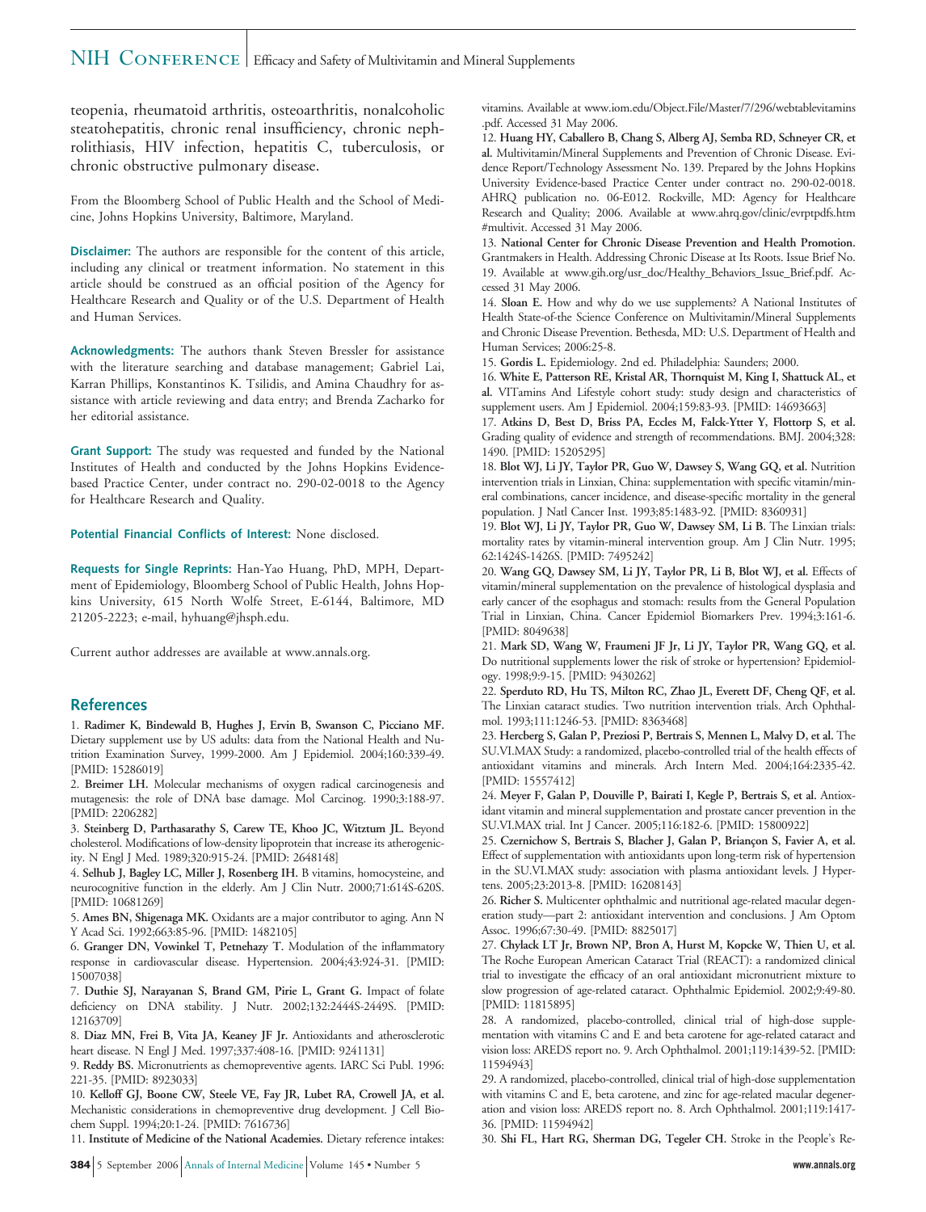teopenia, rheumatoid arthritis, osteoarthritis, nonalcoholic steatohepatitis, chronic renal insufficiency, chronic nephrolithiasis, HIV infection, hepatitis C, tuberculosis, or chronic obstructive pulmonary disease.

From the Bloomberg School of Public Health and the School of Medicine, Johns Hopkins University, Baltimore, Maryland.

**Disclaimer:** The authors are responsible for the content of this article, including any clinical or treatment information. No statement in this article should be construed as an official position of the Agency for Healthcare Research and Quality or of the U.S. Department of Health and Human Services.

**Acknowledgments:** The authors thank Steven Bressler for assistance with the literature searching and database management; Gabriel Lai, Karran Phillips, Konstantinos K. Tsilidis, and Amina Chaudhry for assistance with article reviewing and data entry; and Brenda Zacharko for her editorial assistance.

**Grant Support:** The study was requested and funded by the National Institutes of Health and conducted by the Johns Hopkins Evidence-based Practice Center, under contract no. 290-02-0018 to the Agency for Healthcare Research and Quality.

**Potential Financial Conflicts of Interest:** None disclosed.

**Requests for Single Reprints:** Han-Yao Huang, PhD, MPH, Department of Epidemiology, Bloomberg School of Public Health, Johns Hopkins University, 615 North Wolfe Street, E-6144, Baltimore, MD 21205-2223; e-mail, hyhuang@jhsph.edu.

Current author addresses are available at www.annals.org.

## References

1. **Radimer K, Bindewald B, Hughes J, Ervin B, Swanson C, Picciano MF.** Dietary supplement use by US adults: data from the National Health and Nutrition Examination Survey, 1999-2000. Am J Epidemiol. 2004;160:339-49. [PMID: 15286019]
2. **Breimer LH.** Molecular mechanisms of oxygen radical carcinogenesis and mutagenesis: the role of DNA base damage. Mol Carcinog. 1990;3:188-97. [PMID: 2206282]
3. **Steinberg D, Parthasarathy S, Carew TE, Khoo JC, Witztum JL.** Beyond cholesterol. Modifications of low-density lipoprotein that increase its atherogenicity. N Engl J Med. 1989;320:915-24. [PMID: 2648148]
4. **Selhub J, Bagley LC, Miller J, Rosenberg IH.** B vitamins, homocysteine, and neurocognitive function in the elderly. Am J Clin Nutr. 2000;71:614S-620S. [PMID: 10681269]
5. **Ames BN, Shigenaga MK.** Oxidants are a major contributor to aging. Ann N Y Acad Sci. 1992;663:85-96. [PMID: 1482105]
6. **Granger DN, Vowinkel T, Petnehazy T.** Modulation of the inflammatory response in cardiovascular disease. Hypertension. 2004;43:924-31. [PMID: 15007038]
7. **Duthie SJ, Narayanan S, Brand GM, Pirie L, Grant G.** Impact of folate deficiency on DNA stability. J Nutr. 2002;132:2444S-2449S. [PMID: 12163709]
8. **Diaz MN, Frei B, Vita JA, Keaney JF Jr.** Antioxidants and atherosclerotic heart disease. N Engl J Med. 1997;337:408-16. [PMID: 9241131]
9. **Reddy BS.** Micronutrients as chemopreventive agents. IARC Sci Publ. 1996:221-35. [PMID: 8923033]
10. **Kelloff GJ, Boone CW, Steele VE, Fay JR, Lubet RA, Crowell JA, et al.** Mechanistic considerations in chemopreventive drug development. J Cell Biochem Suppl. 1994;20:1-24. [PMID: 7616736]
11. **Institute of Medicine of the National Academies.** Dietary reference intakes: vitamins. Available at www.iom.edu/Object.File/Master/7/296/webtablevitamins.pdf. Accessed 31 May 2006.
12. **Huang HY, Caballero B, Chang S, Alberg AJ, Semba RD, Schneyer CR, et al.** Multivitamin/Mineral Supplements and Prevention of Chronic Disease. Evidence Report/Technology Assessment No. 139. Prepared by the Johns Hopkins University Evidence-based Practice Center under contract no. 290-02-0018. AHRQ publication no. 06-E012. Rockville, MD: Agency for Healthcare Research and Quality; 2006. Available at www.ahrq.gov/clinic/evrptpdfs.htm#multivit. Accessed 31 May 2006.
13. **National Center for Chronic Disease Prevention and Health Promotion.** Grantmakers in Health. Addressing Chronic Disease at Its Roots. Issue Brief No. 19. Available at www.gih.org/usr_doc/Healthy_Behaviors_Issue_Brief.pdf. Accessed 31 May 2006.
14. **Sloan E.** How and why do we use supplements? A National Institutes of Health State-of-the Science Conference on Multivitamin/Mineral Supplements and Chronic Disease Prevention. Bethesda, MD: U.S. Department of Health and Human Services; 2006:25-8.
15. **Gordis L.** Epidemiology. 2nd ed. Philadelphia: Saunders; 2000.
16. **White E, Patterson RE, Kristal AR, Thornquist M, King I, Shattuck AL, et al.** VITamins And Lifestyle cohort study: study design and characteristics of supplement users. Am J Epidemiol. 2004;159:83-93. [PMID: 14693663]
17. **Atkins D, Best D, Briss PA, Eccles M, Falck-Ytter Y, Flottorp S, et al.** Grading quality of evidence and strength of recommendations. BMJ. 2004;328:1490. [PMID: 15205295]
18. **Blot WJ, Li JY, Taylor PR, Guo W, Dawsey S, Wang GQ, et al.** Nutrition intervention trials in Linxian, China: supplementation with specific vitamin/mineral combinations, cancer incidence, and disease-specific mortality in the general population. J Natl Cancer Inst. 1993;85:1483-92. [PMID: 8360931]
19. **Blot WJ, Li JY, Taylor PR, Guo W, Dawsey SM, Li B.** The Linxian trials: mortality rates by vitamin-mineral intervention group. Am J Clin Nutr. 1995;62:1424S-1426S. [PMID: 7495242]
20. **Wang GQ, Dawsey SM, Li JY, Taylor PR, Li B, Blot WJ, et al.** Effects of vitamin/mineral supplementation on the prevalence of histological dysplasia and early cancer of the esophagus and stomach: results from the General Population Trial in Linxian, China. Cancer Epidemiol Biomarkers Prev. 1994;3:161-6. [PMID: 8049638]
21. **Mark SD, Wang W, Fraumeni JF Jr, Li JY, Taylor PR, Wang GQ, et al.** Do nutritional supplements lower the risk of stroke or hypertension? Epidemiology. 1998;9:9-15. [PMID: 9430262]
22. **Sperduto RD, Hu TS, Milton RC, Zhao JL, Everett DF, Cheng QF, et al.** The Linxian cataract studies. Two nutrition intervention trials. Arch Ophthalmol. 1993;111:1246-53. [PMID: 8363468]
23. **Hercberg S, Galan P, Preziosi P, Bertrais S, Mennen L, Malvy D, et al.** The SU.VI.MAX Study: a randomized, placebo-controlled trial of the health effects of antioxidant vitamins and minerals. Arch Intern Med. 2004;164:2335-42. [PMID: 15557412]
24. **Meyer F, Galan P, Douville P, Bairati I, Kegle P, Bertrais S, et al.** Antioxidant vitamin and mineral supplementation and prostate cancer prevention in the SU.VI.MAX trial. Int J Cancer. 2005;116:182-6. [PMID: 15800922]
25. **Czernichow S, Bertrais S, Blacher J, Galan P, Briançon S, Favier A, et al.** Effect of supplementation with antioxidants upon long-term risk of hypertension in the SU.VI.MAX study: association with plasma antioxidant levels. J Hypertens. 2005;23:2013-8. [PMID: 16208143]
26. **Richer S.** Multicenter ophthalmic and nutritional age-related macular degeneration study—part 2: antioxidant intervention and conclusions. J Am Optom Assoc. 1996;67:30-49. [PMID: 8825017]
27. **Chylack LT Jr, Brown NP, Bron A, Hurst M, Kopcke W, Thien U, et al.** The Roche European American Cataract Trial (REACT): a randomized clinical trial to investigate the efficacy of an oral antioxidant micronutrient mixture to slow progression of age-related cataract. Ophthalmic Epidemiol. 2002;9:49-80. [PMID: 11815895]
28. A randomized, placebo-controlled, clinical trial of high-dose supplementation with vitamins C and E and beta carotene for age-related cataract and vision loss: AREDS report no. 9. Arch Ophthalmol. 2001;119:1439-52. [PMID: 11594943]
29. A randomized, placebo-controlled, clinical trial of high-dose supplementation with vitamins C and E, beta carotene, and zinc for age-related macular degeneration and vision loss: AREDS report no. 8. Arch Ophthalmol. 2001;119:1417-36. [PMID: 11594942]
30. **Shi FL, Hart RG, Sherman DG, Tegeler CH.** Stroke in the People's Re-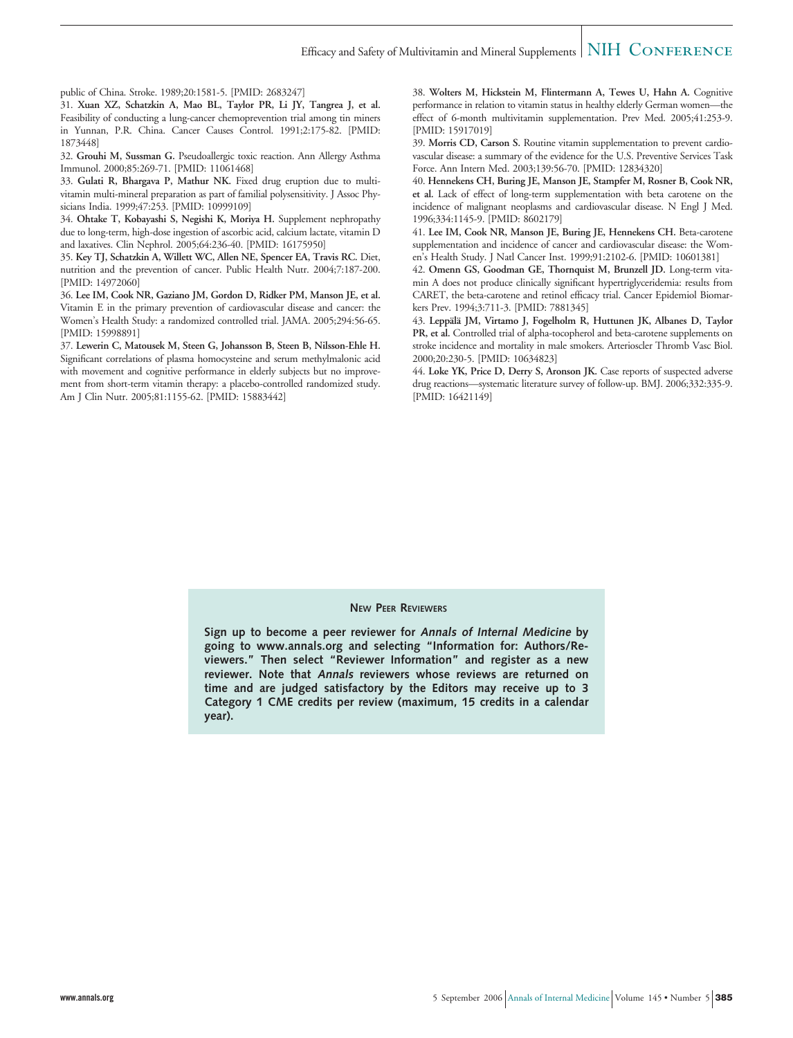public of China. Stroke. 1989;20:1581-5. [PMID: 2683247]

31. **Xuan XZ, Schatzkin A, Mao BL, Taylor PR, Li JY, Tangrea J, et al.** Feasibility of conducting a lung-cancer chemoprevention trial among tin miners in Yunnan, P.R. China. Cancer Causes Control. 1991;2:175-82. [PMID: 1873448]

32. **Grouhi M, Sussman G.** Pseudoallergic toxic reaction. Ann Allergy Asthma Immunol. 2000;85:269-71. [PMID: 11061468]

33. **Gulati R, Bhargava P, Mathur NK.** Fixed drug eruption due to multivitamin multi-mineral preparation as part of familial polysensitivity. J Assoc Physicians India. 1999;47:253. [PMID: 10999109]

34. **Ohtake T, Kobayashi S, Negishi K, Moriya H.** Supplement nephropathy due to long-term, high-dose ingestion of ascorbic acid, calcium lactate, vitamin D and laxatives. Clin Nephrol. 2005;64:236-40. [PMID: 16175950]

35. **Key TJ, Schatzkin A, Willett WC, Allen NE, Spencer EA, Travis RC.** Diet, nutrition and the prevention of cancer. Public Health Nutr. 2004;7:187-200. [PMID: 14972060]

36. **Lee IM, Cook NR, Gaziano JM, Gordon D, Ridker PM, Manson JE, et al.** Vitamin E in the primary prevention of cardiovascular disease and cancer: the Women's Health Study: a randomized controlled trial. JAMA. 2005;294:56-65. [PMID: 15998891]

37. **Lewerin C, Matousek M, Steen G, Johansson B, Steen B, Nilsson-Ehle H.** Significant correlations of plasma homocysteine and serum methylmalonic acid with movement and cognitive performance in elderly subjects but no improvement from short-term vitamin therapy: a placebo-controlled randomized study. Am J Clin Nutr. 2005;81:1155-62. [PMID: 15883442]

38. **Wolters M, Hickstein M, Flintermann A, Tewes U, Hahn A.** Cognitive performance in relation to vitamin status in healthy elderly German women—the effect of 6-month multivitamin supplementation. Prev Med. 2005;41:253-9. [PMID: 15917019]

39. **Morris CD, Carson S.** Routine vitamin supplementation to prevent cardiovascular disease: a summary of the evidence for the U.S. Preventive Services Task Force. Ann Intern Med. 2003;139:56-70. [PMID: 12834320]

40. **Hennekens CH, Buring JE, Manson JE, Stampfer M, Rosner B, Cook NR, et al.** Lack of effect of long-term supplementation with beta carotene on the incidence of malignant neoplasms and cardiovascular disease. N Engl J Med. 1996;334:1145-9. [PMID: 8602179]

41. **Lee IM, Cook NR, Manson JE, Buring JE, Hennekens CH.** Beta-carotene supplementation and incidence of cancer and cardiovascular disease: the Women's Health Study. J Natl Cancer Inst. 1999;91:2102-6. [PMID: 10601381]

42. **Omenn GS, Goodman GE, Thornquist M, Brunzell JD.** Long-term vitamin A does not produce clinically significant hypertriglyceridemia: results from CARET, the beta-carotene and retinol efficacy trial. Cancer Epidemiol Biomarkers Prev. 1994;3:711-3. [PMID: 7881345]

43. **Leppälä JM, Virtamo J, Fogelholm R, Huttunen JK, Albanes D, Taylor PR, et al.** Controlled trial of alpha-tocopherol and beta-carotene supplements on stroke incidence and mortality in male smokers. Arterioscler Thromb Vasc Biol. 2000;20:230-5. [PMID: 10634823]

44. **Loke YK, Price D, Derry S, Aronson JK.** Case reports of suspected adverse drug reactions—systematic literature survey of follow-up. BMJ. 2006;332:335-9. [PMID: 16421149]

### New Peer Reviewers

**Sign up to become a peer reviewer for *Annals of Internal Medicine* by going to www.annals.org and selecting "Information for: Authors/Reviewers." Then select "Reviewer Information" and register as a new reviewer. Note that *Annals* reviewers whose reviews are returned on time and are judged satisfactory by the Editors may receive up to 3 Category 1 CME credits per review (maximum, 15 credits in a calendar year).**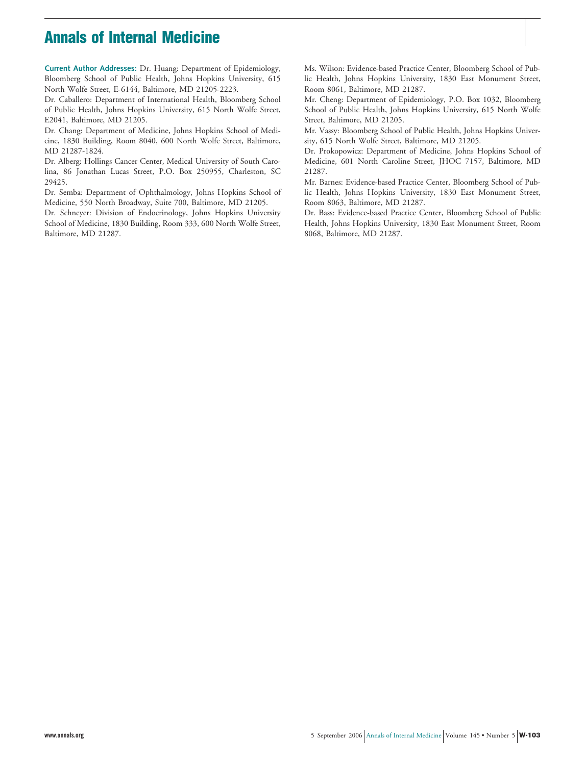**Current Author Addresses:** Dr. Huang: Department of Epidemiology, Bloomberg School of Public Health, Johns Hopkins University, 615 North Wolfe Street, E-6144, Baltimore, MD 21205-2223.

Dr. Caballero: Department of International Health, Bloomberg School of Public Health, Johns Hopkins University, 615 North Wolfe Street, E2041, Baltimore, MD 21205.

Dr. Chang: Department of Medicine, Johns Hopkins School of Medicine, 1830 Building, Room 8040, 600 North Wolfe Street, Baltimore, MD 21287-1824.

Dr. Alberg: Hollings Cancer Center, Medical University of South Carolina, 86 Jonathan Lucas Street, P.O. Box 250955, Charleston, SC 29425.

Dr. Semba: Department of Ophthalmology, Johns Hopkins School of Medicine, 550 North Broadway, Suite 700, Baltimore, MD 21205.

Dr. Schneyer: Division of Endocrinology, Johns Hopkins University School of Medicine, 1830 Building, Room 333, 600 North Wolfe Street, Baltimore, MD 21287.

Ms. Wilson: Evidence-based Practice Center, Bloomberg School of Public Health, Johns Hopkins University, 1830 East Monument Street, Room 8061, Baltimore, MD 21287.

Mr. Cheng: Department of Epidemiology, P.O. Box 1032, Bloomberg School of Public Health, Johns Hopkins University, 615 North Wolfe Street, Baltimore, MD 21205.

Mr. Vassy: Bloomberg School of Public Health, Johns Hopkins University, 615 North Wolfe Street, Baltimore, MD 21205.

Dr. Prokopowicz: Department of Medicine, Johns Hopkins School of Medicine, 601 North Caroline Street, JHOC 7157, Baltimore, MD 21287.

Mr. Barnes: Evidence-based Practice Center, Bloomberg School of Public Health, Johns Hopkins University, 1830 East Monument Street, Room 8063, Baltimore, MD 21287.

Dr. Bass: Evidence-based Practice Center, Bloomberg School of Public Health, Johns Hopkins University, 1830 East Monument Street, Room 8068, Baltimore, MD 21287.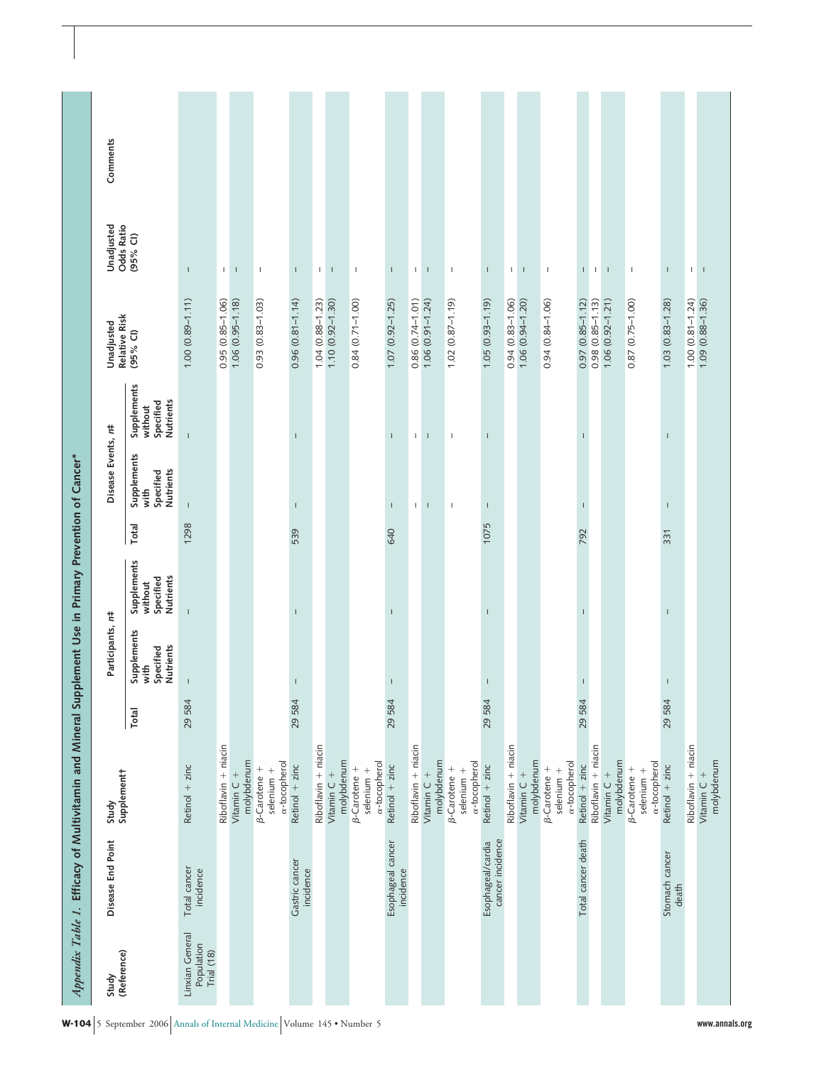*Appendix Table 1.* **Efficacy of Multivitamin and Mineral Supplement Use in Primary Prevention of Cancer***

| Study (Reference) | Disease End Point | Study Supplement† | Participants, n‡ | | | Disease Events, n‡ | | | Unadjusted Relative Risk (95% CI) | Unadjusted Odds Ratio (95% CI) | Comments |
|---|---|---|---|---|---|---|---|---|---|---|---|
| | | | Total | Supplements with Specified Nutrients | Supplements without Specified Nutrients | Total | Supplements with Specified Nutrients | Supplements without Specified Nutrients | | | |
| Linxian General Population Trial (18) | Total cancer incidence | Retinol + zinc | 29 584 | – | – | 1298 | – | – | 1.00 (0.89–1.11) | – | |
| | | Riboflavin + niacin | | | | | | | 0.95 (0.85–1.06) | – | |
| | | Vitamin C + molybdenum | | | | | | | 1.06 (0.95–1.18) | – | |
| | | β-Carotene + selenium + α-tocopherol | | | | | | | 0.93 (0.83–1.03) | – | |
| | Gastric cancer incidence | Retinol + zinc | 29 584 | – | – | 539 | – | – | 0.96 (0.81–1.14) | – | |
| | | Riboflavin + niacin | | | | | | | 1.04 (0.88–1.23) | – | |
| | | Vitamin C + molybdenum | | | | | | | 1.10 (0.92–1.30) | – | |
| | | β-Carotene + selenium + α-tocopherol | | | | | | | 0.84 (0.71–1.00) | – | |
| | Esophageal cancer incidence | Retinol + zinc | 29 584 | – | – | 640 | – | – | 1.07 (0.92–1.25) | – | |
| | | Riboflavin + niacin | | | | | – | – | 0.86 (0.74–1.01) | – | |
| | | Vitamin C + molybdenum | | | | | – | – | 1.06 (0.91–1.24) | – | |
| | | β-Carotene + selenium + α-tocopherol | | | | | – | – | 1.02 (0.87–1.19) | – | |
| | Esophageal/cardia cancer incidence | Retinol + zinc | 29 584 | – | – | 1075 | – | – | 1.05 (0.93–1.19) | – | |
| | | Riboflavin + niacin | | | | | | | 0.94 (0.83–1.06) | – | |
| | | Vitamin C + molybdenum | | | | | | | 1.06 (0.94–1.20) | – | |
| | | β-Carotene + selenium + α-tocopherol | | | | | | | 0.94 (0.84–1.06) | – | |
| | Total cancer death | Retinol + zinc | 29 584 | – | – | 792 | – | – | 0.97 (0.85–1.12) | – | |
| | | Riboflavin + niacin | | | | | | | 0.98 (0.85–1.13) | – | |
| | | Vitamin C + molybdenum | | | | | | | 1.06 (0.92–1.21) | – | |
| | | β-Carotene + selenium + α-tocopherol | | | | | | | 0.87 (0.75–1.00) | – | |
| | Stomach cancer death | Retinol + zinc | 29 584 | – | – | 331 | – | – | 1.03 (0.83–1.28) | – | |
| | | Riboflavin + niacin | | | | | | | 1.00 (0.81–1.24) | – | |
| | | Vitamin C + molybdenum | | | | | | | 1.09 (0.88–1.36) | – | |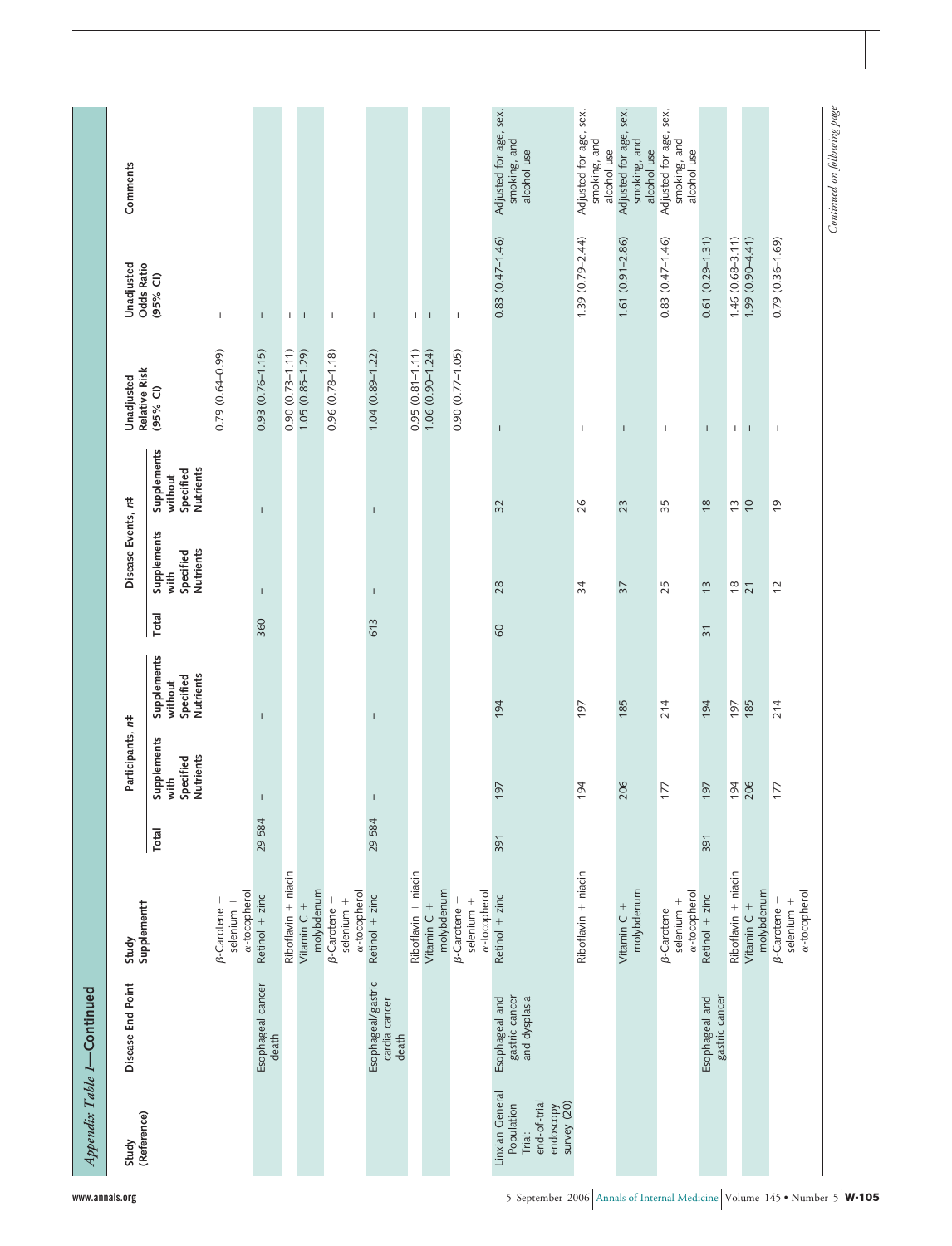*Appendix Table 1*—Continued

| Study (Reference) | Disease End Point | Study Supplement† | Participants, n‡ | | | Disease Events, n‡ | | | Unadjusted Relative Risk (95% CI) | Unadjusted Odds Ratio (95% CI) | Comments |
|---|---|---|---|---|---|---|---|---|---|---|---|
| | | | Total | Supplements with Specified Nutrients | Supplements without Specified Nutrients | Total | Supplements with Specified Nutrients | Supplements without Specified Nutrients | | | |
| | | β-Carotene + selenium + α-tocopherol | | | | | | | 0.79 (0.64–0.99) | – | |
| | Esophageal cancer death | Retinol + zinc | 29 584 | – | – | 360 | – | – | 0.93 (0.76–1.15) | – | |
| | | Riboflavin + niacin | | | | | | | 0.90 (0.73–1.11) | – | |
| | | Vitamin C + molybdenum | | | | | | | 1.05 (0.85–1.29) | – | |
| | | β-Carotene + selenium + α-tocopherol | | | | | | | 0.96 (0.78–1.18) | – | |
| | Esophageal/gastric cardia cancer death | Retinol + zinc | 29 584 | – | – | 613 | – | – | 1.04 (0.89–1.22) | – | |
| | | Riboflavin + niacin | | | | | | | 0.95 (0.81–1.11) | – | |
| | | Vitamin C + molybdenum | | | | | | | 1.06 (0.90–1.24) | – | |
| | | β-Carotene + selenium + α-tocopherol | | | | | | | 0.90 (0.77–1.05) | – | |
| Linxian General Population Trial: end-of-trial endoscopy survey (20) | Esophageal and gastric cancer and dysplasia | Retinol + zinc | 391 | 197 | 194 | 60 | 28 | 32 | – | 0.83 (0.47–1.46) | Adjusted for age, sex, smoking, and alcohol use |
| | | Riboflavin + niacin | | 194 | 197 | | 34 | 26 | – | 1.39 (0.79–2.44) | Adjusted for age, sex, smoking, and alcohol use |
| | | Vitamin C + molybdenum | | 206 | 185 | | 37 | 23 | – | 1.61 (0.91–2.86) | Adjusted for age, sex, smoking, and alcohol use |
| | | β-Carotene + selenium + α-tocopherol | | 177 | 214 | | 25 | 35 | – | 0.83 (0.47–1.46) | Adjusted for age, sex, smoking, and alcohol use |
| | Esophageal and gastric cancer | Retinol + zinc | 391 | 197 | 194 | 31 | 13 | 18 | – | 0.61 (0.29–1.31) | |
| | | Riboflavin + niacin | | 194 | 197 | | 18 | 13 | – | 1.46 (0.68–3.11) | |
| | | Vitamin C + molybdenum | | 206 | 185 | | 21 | 10 | – | 1.99 (0.90–4.41) | |
| | | β-Carotene + selenium + α-tocopherol | | 177 | 214 | | 12 | 19 | – | 0.79 (0.36–1.69) | |

*Continued on following page*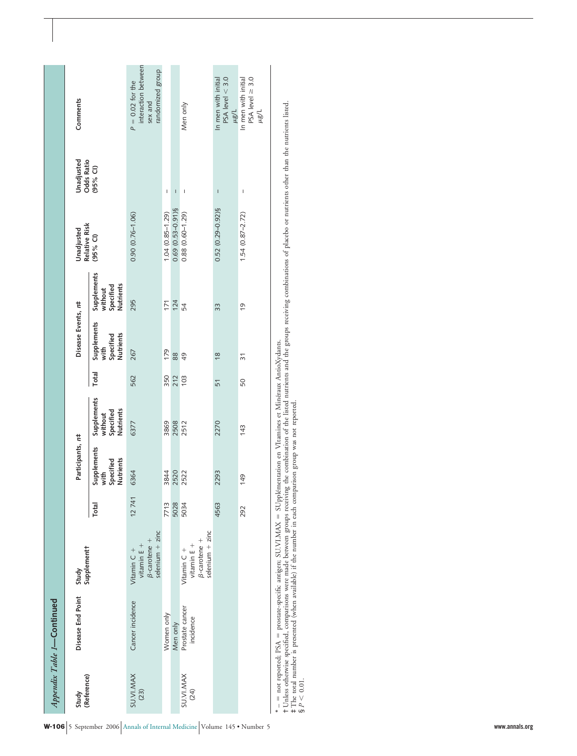*Appendix Table 1*—**Continued**

| Study (Reference) | Disease End Point | Study Supplement† | Participants, n‡ | | | Disease Events, n‡ | | | Unadjusted Relative Risk (95% CI) | Unadjusted Odds Ratio (95% CI) | Comments |
|---|---|---|---|---|---|---|---|---|---|---|---|
| | | | Total | Supplements with Specified Nutrients | Supplements without Specified Nutrients | Total | Supplements with Specified Nutrients | Supplements without Specified Nutrients | | | |
| SU.VI.MAX (23) | Cancer incidence | Vitamin C + vitamin E + β-carotene + selenium + zinc | 12 741 | 6364 | 6377 | 562 | 267 | 295 | 0.90 (0.76–1.06) | | $P = 0.02$ for the interaction between sex and randomized group |
| | Women only | | 7713 | 3844 | 3869 | 350 | 179 | 171 | 1.04 (0.85–1.29) | – | |
| | Men only | | 5028 | 2520 | 2508 | 212 | 88 | 124 | 0.69 (0.53–0.91)§ | – | |
| SU.VI.MAX (24) | Prostate cancer incidence | Vitamin C + vitamin E + β-carotene + selenium + zinc | 5034 | 2522 | 2512 | 103 | 49 | 54 | 0.88 (0.60–1.29) | – | Men only |
| | | | 4563 | 2293 | 2270 | 51 | 18 | 33 | 0.52 (0.29–0.92)§ | – | In men with initial PSA level < 3.0 μg/L |
| | | | 292 | 149 | 143 | 50 | 31 | 19 | 1.54 (0.87–2.72) | – | In men with initial PSA level ≥ 3.0 μg/L |

* – = not reported; PSA = prostate-specific antigen; SU.VI.MAX = SUpplémentation en VItamines et Minéraux AntioXydants.
† Unless otherwise specified, comparisons were made between groups receiving the combination of the listed nutrients and the groups receiving combinations of placebo or nutrients other than the nutrients listed.
‡ The total number is presented (when available) if the number in each comparison group was not reported.
§ $P < 0.01$.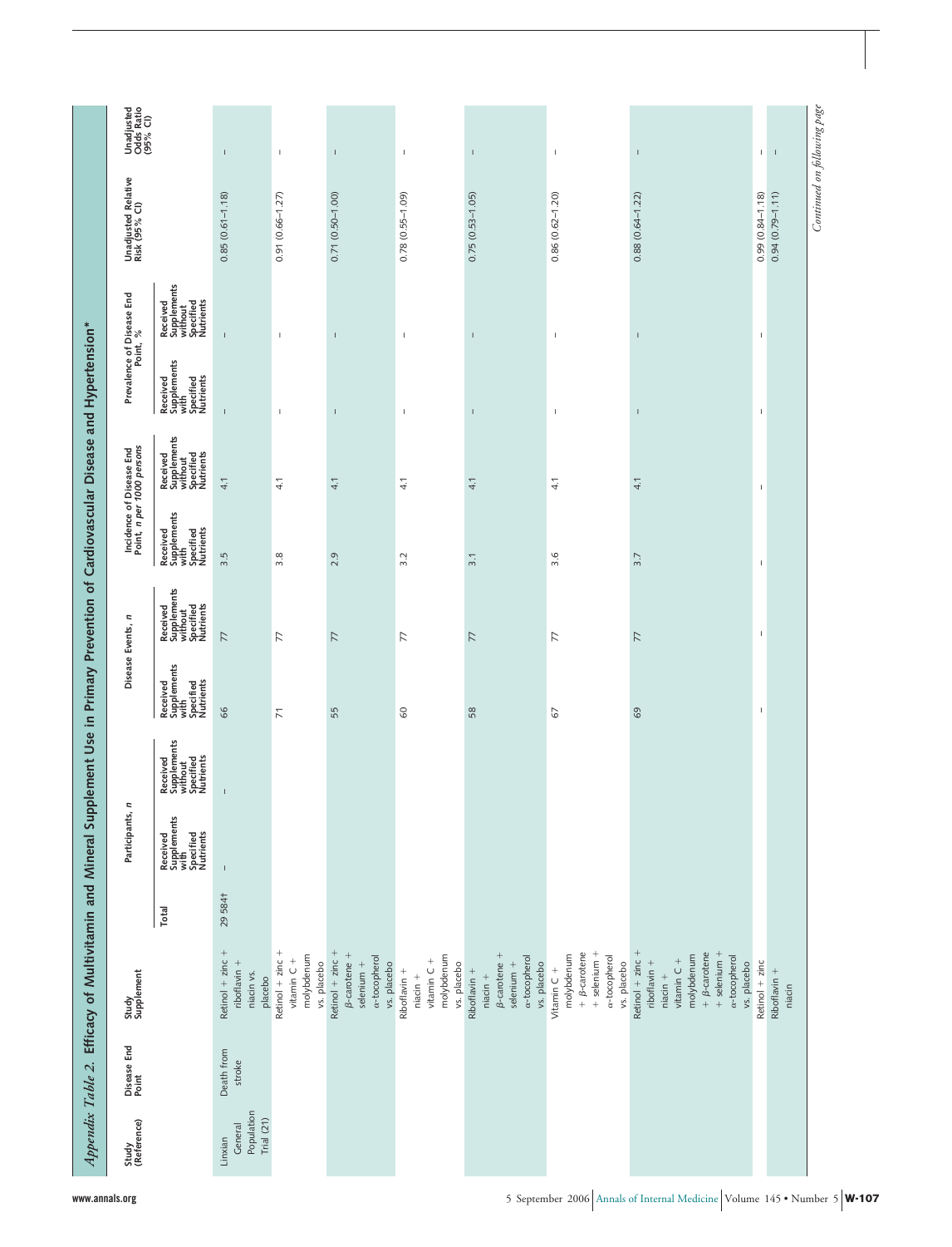*Appendix Table 2.* **Efficacy of Multivitamin and Mineral Supplement Use in Primary Prevention of Cardiovascular Disease and Hypertension***

| Study (Reference) | Disease End Point | Study Supplement | Participants, n | | | Disease Events, n | | Incidence of Disease End Point, n per 1000 persons | | Prevalence of Disease End Point, % | | Unadjusted Relative Risk (95% CI) | Unadjusted Odds Ratio (95% CI) |
|---|---|---|---|---|---|---|---|---|---|---|---|---|---|
| | | | Total | Received Supplements with Specified Nutrients | Received Supplements without Specified Nutrients | Received Supplements with Specified Nutrients | Received Supplements without Specified Nutrients | Received Supplements with Specified Nutrients | Received Supplements without Specified Nutrients | Received Supplements with Specified Nutrients | Received Supplements without Specified Nutrients | | |
| Linxian General Population Trial (21) | Death from stroke | Retinol + zinc + riboflavin + niacin vs. placebo | 29 584† | – | – | 66 | 77 | 3.5 | 4.1 | – | – | 0.85 (0.61–1.18) | – |
| | | Retinol + zinc + vitamin C + molybdenum vs. placebo | | | | 71 | 77 | 3.8 | 4.1 | – | – | 0.91 (0.66–1.27) | – |
| | | Retinol + zinc + β-carotene + selenium + α-tocopherol vs. placebo | | | | 55 | 77 | 2.9 | 4.1 | – | – | 0.71 (0.50–1.00) | – |
| | | Riboflavin + niacin + vitamin C + molybdenum vs. placebo | | | | 60 | 77 | 3.2 | 4.1 | – | – | 0.78 (0.55–1.09) | – |
| | | Riboflavin + niacin + β-carotene + selenium + α-tocopherol vs. placebo | | | | 58 | 77 | 3.1 | 4.1 | – | – | 0.75 (0.53–1.05) | – |
| | | Vitamin C + molybdenum + β-carotene + selenium + α-tocopherol vs. placebo | | | | 67 | 77 | 3.6 | 4.1 | – | – | 0.86 (0.62–1.20) | – |
| | | Retinol + zinc + riboflavin + niacin + vitamin C + molybdenum + β-carotene + selenium + α-tocopherol vs. placebo | | | | 69 | 77 | 3.7 | 4.1 | – | – | 0.88 (0.64–1.22) | – |
| | | Retinol + zinc | | | | – | – | – | – | – | – | 0.99 (0.84–1.18) | – |
| | | Riboflavin + niacin | | | | – | – | – | – | – | – | 0.94 (0.79–1.11) | – |

*Continued on following page*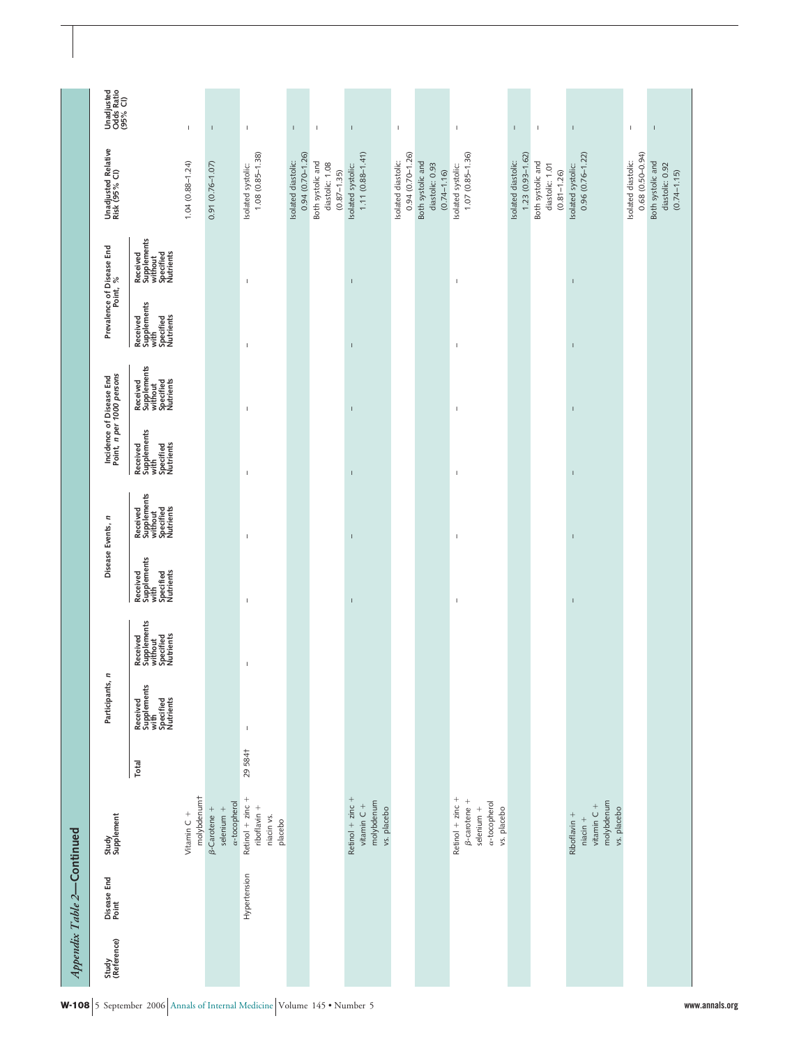*Appendix Table 2*—**Continued**

| Study (Reference) | Disease End Point | Study Supplement | Participants, n | | | Disease Events, n | | Incidence of Disease End Point, n per 1000 persons | | Prevalence of Disease End Point, % | | Unadjusted Relative Risk (95% CI) | Unadjusted Odds Ratio (95% CI) |
|---|---|---|---|---|---|---|---|---|---|---|---|---|---|
| | | | Total | Received Supplements with Specified Nutrients | Received Supplements without Specified Nutrients | Received Supplements with Specified Nutrients | Received Supplements without Specified Nutrients | Received Supplements with Specified Nutrients | Received Supplements without Specified Nutrients | Received Supplements with Specified Nutrients | Received Supplements without Specified Nutrients | | |
| | | Vitamin C + molybdenum† | | | | | | | | | | 1.04 (0.88–1.24) | – |
| | | β-Carotene + selenium + α-tocopherol | | | | | | | | | | 0.91 (0.76–1.07) | – |
| | Hypertension | Retinol + zinc + riboflavin + niacin vs. placebo | 29 584† | – | – | – | – | – | – | – | – | Isolated systolic: 1.08 (0.85–1.38) | – |
| | | | | | | | | | | | | Isolated diastolic: 0.94 (0.70–1.26) | – |
| | | | | | | | | | | | | Both systolic and diastolic: 1.08 (0.87–1.35) | – |
| | | Retinol + zinc + vitamin C + molybdenum vs. placebo | | | | – | – | – | – | – | – | Isolated systolic: 1.11 (0.88–1.41) | – |
| | | | | | | | | | | | | Isolated diastolic: 0.94 (0.70–1.26) | – |
| | | | | | | | | | | | | Both systolic and diastolic: 0.93 (0.74–1.16) | |
| | | Retinol + zinc + β-carotene + selenium + α-tocopherol vs. placebo | | | | – | – | – | – | – | – | Isolated systolic: 1.07 (0.85–1.36) | – |
| | | | | | | | | | | | | Isolated diastolic: 1.23 (0.93–1.62) | – |
| | | | | | | | | | | | | Both systolic and diastolic: 1.01 (0.81–1.26) | – |
| | | Riboflavin + niacin + vitamin C + molybdenum vs. placebo | | | | – | – | – | – | – | – | Isolated systolic: 0.96 (0.76–1.22) | – |
| | | | | | | | | | | | | Isolated diastolic: 0.68 (0.50–0.94) | – |
| | | | | | | | | | | | | Both systolic and diastolic: 0.92 (0.74–1.15) | – |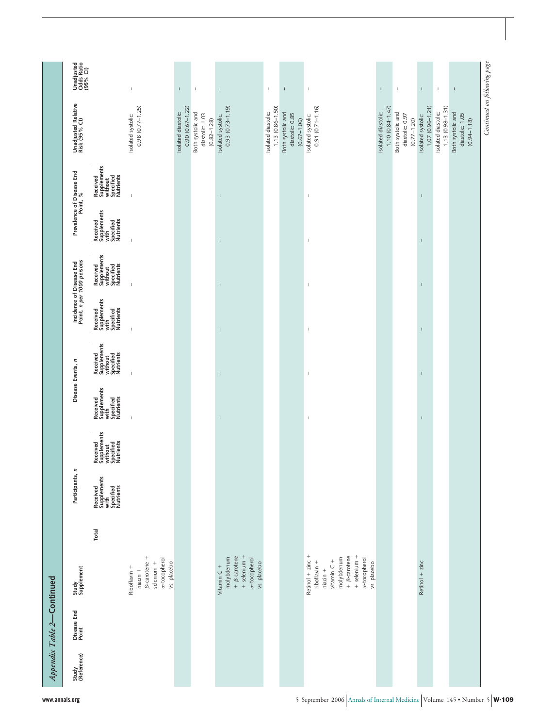*Appendix Table 2—Continued*

| Study (Reference) | Disease End Point | Study Supplement | Participants, n | | | Disease Events, n | | Incidence of Disease End Point, n per 1000 persons | | Prevalence of Disease End Point, % | | Unadjusted Relative Risk (95% CI) | Unadjusted Odds Ratio (95% CI) |
|---|---|---|---|---|---|---|---|---|---|---|---|---|---|
| | | | Total | Received Supplements with Specified Nutrients | Received Supplements without Specified Nutrients | Received Supplements with Specified Nutrients | Received Supplements without Specified Nutrients | Received Supplements with Specified Nutrients | Received Supplements without Specified Nutrients | Received Supplements with Specified Nutrients | Received Supplements without Specified Nutrients | | |
| | | Riboflavin + niacin + β-carotene + selenium + α-tocopherol vs. placebo | | | | – | – | – | – | – | – | Isolated systolic: 0.98 (0.77–1.25) | – |
| | | | | | | | | | | | | Isolated diastolic: 0.90 (0.67–1.22) | – |
| | | | | | | | | | | | | Both systolic and diastolic: 1.03 (0.82–1.28) | – |
| | | Vitamin C + molybdenum + β-carotene + selenium + α-tocopherol vs. placebo | | | | – | – | – | – | – | – | Isolated systolic: 0.93 (0.73–1.19) | – |
| | | | | | | | | | | | | Isolated diastolic: 1.13 (0.86–1.50) | – |
| | | | | | | | | | | | | Both systolic and diastolic: 0.85 (0.67–1.06) | – |
| | | Retinol + zinc + riboflavin + niacin + vitamin C + molybdenum + β-carotene + selenium + α-tocopherol vs. placebo | | | | – | – | – | – | – | – | Isolated systolic: 0.91 (0.71–1.16) | – |
| | | | | | | | | | | | | Isolated diastolic: 1.10 (0.84–1.47) | – |
| | | | | | | | | | | | | Both systolic and diastolic: 0.97 (0.77–1.20) | – |
| | | Retinol + zinc | | | | – | – | – | – | – | – | Isolated systolic: 1.07 (0.96–1.21) | – |
| | | | | | | | | | | | | Isolated diastolic: 1.13 (0.98–1.31) | – |
| | | | | | | | | | | | | Both systolic and diastolic: 1.05 (0.94–1.18) | – |

*Continued on following page*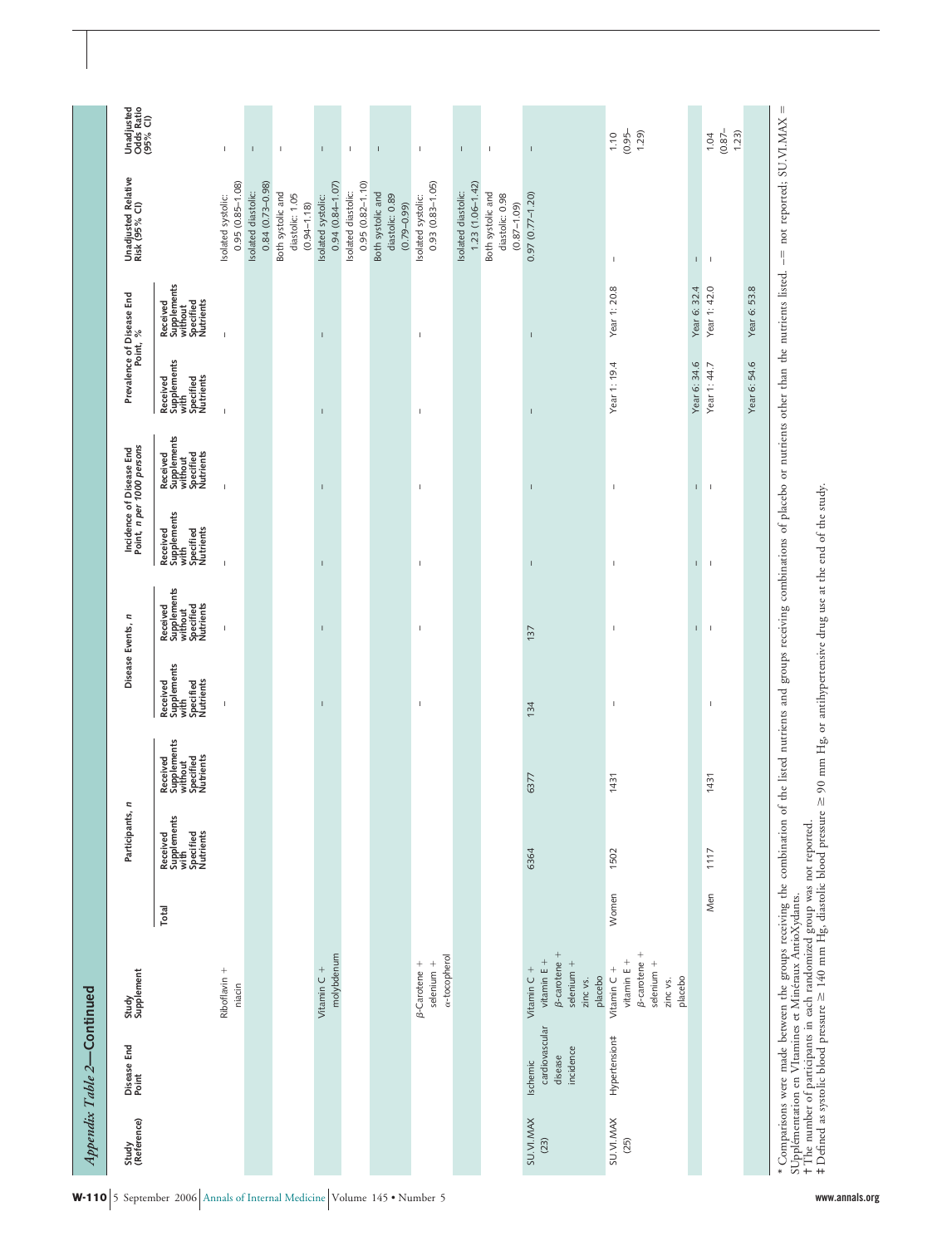*Appendix Table 2*—Continued

| Study (Reference) | Disease End Point | Study Supplement | Participants, n | | | Disease Events, n | | Incidence of Disease End Point, n per 1000 persons | | Prevalence of Disease End Point, % | | Unadjusted Relative Risk (95% CI) | Unadjusted Odds Ratio (95% CI) |
|---|---|---|---|---|---|---|---|---|---|---|---|---|---|
| | | | Total | Received Supplements with Specified Nutrients | Received Supplements without Specified Nutrients | Received Supplements with Specified Nutrients | Received Supplements without Specified Nutrients | Received Supplements with Specified Nutrients | Received Supplements without Specified Nutrients | Received Supplements with Specified Nutrients | Received Supplements without Specified Nutrients | | |
| | | Riboflavin + niacin | | | | – | – | – | – | – | – | Isolated systolic: 0.95 (0.85–1.08) | – |
| | | | | | | | | | | | | Isolated diastolic: 0.84 (0.73–0.98) | – |
| | | | | | | | | | | | | Both systolic and diastolic: 1.05 (0.94–1.18) | – |
| | | Vitamin C + molybdenum | | | | – | – | – | – | – | – | Isolated systolic: 0.94 (0.84–1.07) | – |
| | | | | | | | | | | | | Isolated diastolic: 0.95 (0.82–1.10) | – |
| | | | | | | | | | | | | Both systolic and diastolic: 0.89 (0.79–0.99) | – |
| | | β-Carotene + selenium + α-tocopherol | | | | – | – | – | – | – | – | Isolated systolic: 0.93 (0.83–1.05) | – |
| | | | | | | | | | | | | Isolated diastolic: 1.23 (1.06–1.42) | – |
| | | | | | | | | | | | | Both systolic and diastolic: 0.98 (0.87–1.09) | – |
| SU.VI.MAX (23) | Ischemic cardiovascular disease incidence | Vitamin C + vitamin E + β-carotene + selenium + zinc vs. placebo | | 6364 | 6377 | 134 | 137 | – | – | – | – | 0.97 (0.77–1.20) | – |
| SU.VI.MAX (25) | Hypertension‡ | Vitamin C + vitamin E + β-carotene + selenium + zinc vs. placebo | Women | 1502 | 1431 | – | – | – | – | Year 1: 19.4 | Year 1: 20.8 | – | 1.10 (0.95–1.29) |
| | | | | | | – | – | – | – | Year 6: 34.6 | Year 6: 32.4 | – | |
| | | | Men | 1117 | 1431 | – | – | – | – | Year 1: 44.7 | Year 1: 42.0 | – | 1.04 (0.87–1.23) |
| | | | | | | | | | | Year 6: 54.6 | Year 6: 53.8 | | |

\* Comparisons were made between the groups receiving the combination of the listed nutrients and groups receiving combinations of placebo or nutrients other than the nutrients listed. – = not reported; SU.VI.MAX = SUpplémentation en VItamines et Minéraux AntioXydants.

† The number of participants in each randomized group was not reported.

‡ Defined as systolic blood pressure ≥ 140 mm Hg, diastolic blood pressure ≥ 90 mm Hg, or antihypertensive drug use at the end of the study.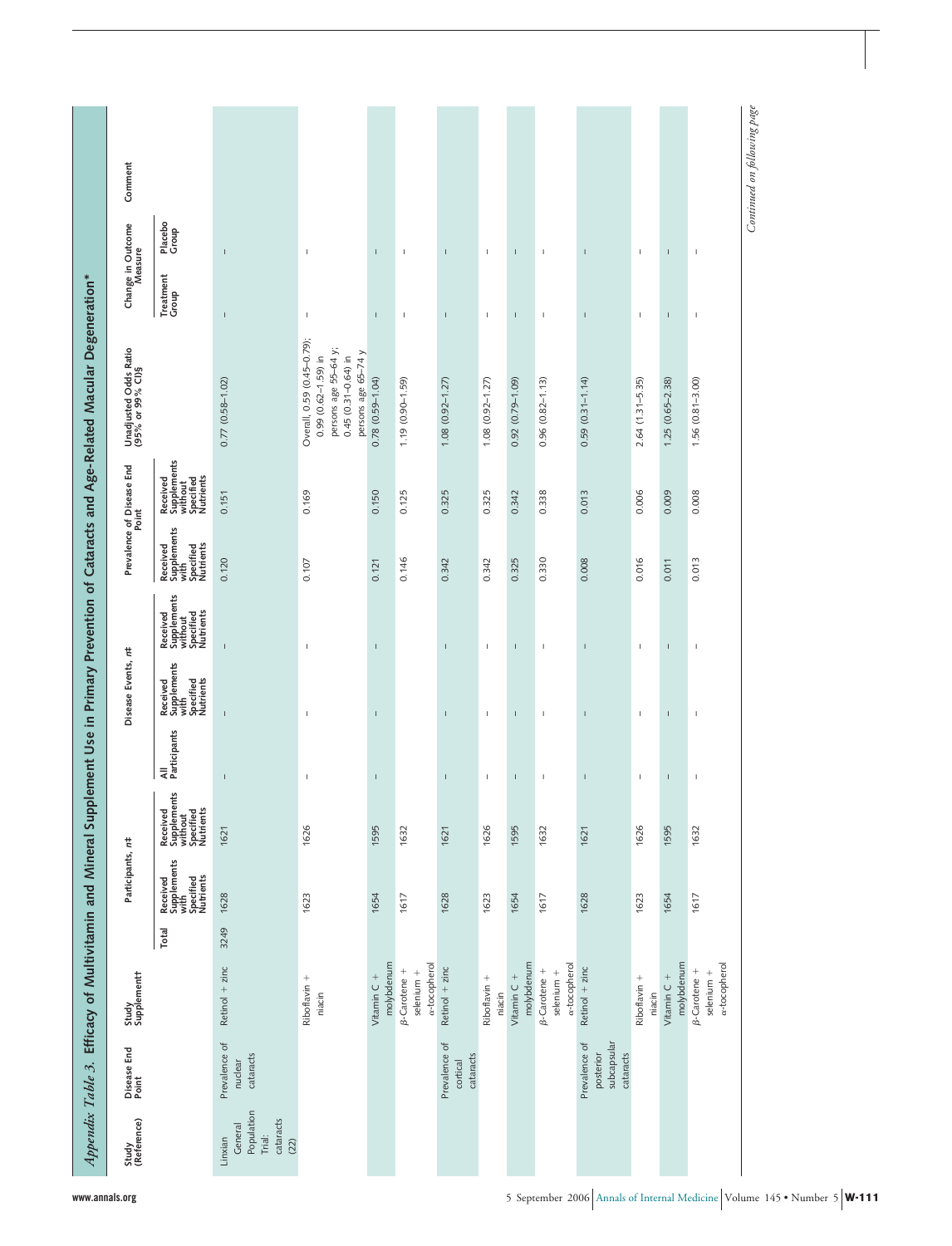*Appendix Table 3.* **Efficacy of Multivitamin and Mineral Supplement Use in Primary Prevention of Cataracts and Age-Related Macular Degeneration***

| Study (Reference) | Disease End Point | Study Supplement† | Participants, n‡ | | | Disease Events, n‡ | | | Prevalence of Disease End Point | | Unadjusted Odds Ratio (95% or 99% CI)§ | Change in Outcome Measure | | Comment |
|---|---|---|---|---|---|---|---|---|---|---|---|---|---|---|
| | | | Total | Received Supplements with Specified Nutrients | Received Supplements without Specified Nutrients | All Participants | Received Supplements with Specified Nutrients | Received Supplements without Specified Nutrients | Received Supplements with Specified Nutrients | Received Supplements without Specified Nutrients | | Treatment Group | Placebo Group | |
| Linxian General Population Trial: cataracts (22) | Prevalence of nuclear cataracts | Retinol + zinc | 3249 | 1628 | 1621 | – | – | – | 0.120 | 0.151 | 0.77 (0.58–1.02) | – | – | |
| | | Riboflavin + niacin | | 1623 | 1626 | – | – | – | 0.107 | 0.169 | Overall, 0.59 (0.45–0.79); 0.99 (0.62–1.59) in persons age 55–64 y; 0.45 (0.31–0.64) in persons age 65–74 y | – | – | |
| | | Vitamin C + molybdenum | | 1654 | 1595 | – | – | – | 0.121 | 0.150 | 0.78 (0.59–1.04) | – | – | |
| | | β-Carotene + selenium + α-tocopherol | | 1617 | 1632 | – | – | – | 0.146 | 0.125 | 1.19 (0.90–1.59) | – | – | |
| | Prevalence of cortical cataracts | Retinol + zinc | | 1628 | 1621 | – | – | – | 0.342 | 0.325 | 1.08 (0.92–1.27) | – | – | |
| | | Riboflavin + niacin | | 1623 | 1626 | – | – | – | 0.342 | 0.325 | 1.08 (0.92–1.27) | – | – | |
| | | Vitamin C + molybdenum | | 1654 | 1595 | – | – | – | 0.325 | 0.342 | 0.92 (0.79–1.09) | – | – | |
| | | β-Carotene + selenium + α-tocopherol | | 1617 | 1632 | – | – | – | 0.330 | 0.338 | 0.96 (0.82–1.13) | – | – | |
| | Prevalence of posterior subcapsular cataracts | Retinol + zinc | | 1628 | 1621 | – | – | – | 0.008 | 0.013 | 0.59 (0.31–1.14) | – | – | |
| | | Riboflavin + niacin | | 1623 | 1626 | – | – | – | 0.016 | 0.006 | 2.64 (1.31–5.35) | – | – | |
| | | Vitamin C + molybdenum | | 1654 | 1595 | – | – | – | 0.011 | 0.009 | 1.25 (0.65–2.38) | – | – | |
| | | β-Carotene + selenium + α-tocopherol | | 1617 | 1632 | – | – | – | 0.013 | 0.008 | 1.56 (0.81–3.00) | – | – | |

*Continued on following page*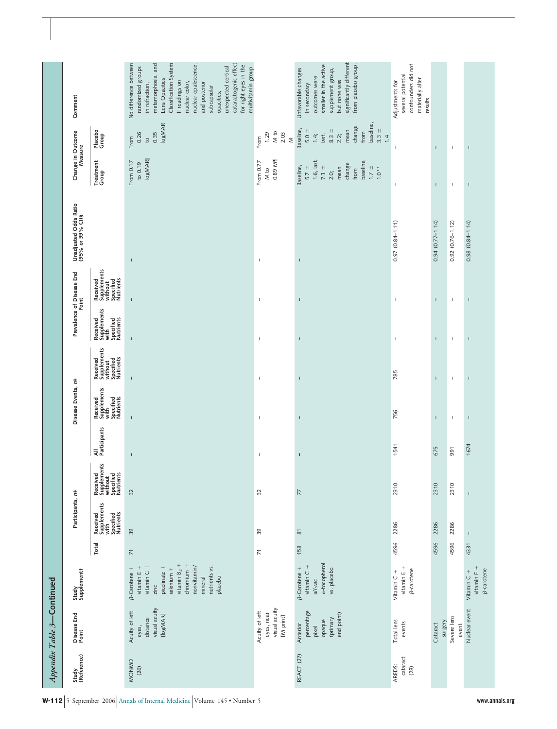## Appendix Table 3—Continued

| Study (Reference) | Disease End Point | Study Supplement† | Participants, n‡ | | | Disease Events, n‡ | | | Prevalence of Disease End Point | | Unadjusted Odds Ratio (95% or 99% CI)§ | Change in Outcome Measure | | Comment |
|---|---|---|---|---|---|---|---|---|---|---|---|---|---|---|
| | | | Total | Received Supplements with Specified Nutrients | Received Supplements without Specified Nutrients | All Participants | Received Supplements with Specified Nutrients | Received Supplements without Specified Nutrients | Received Supplements with Specified Nutrients | Received Supplements without Specified Nutrients | | Treatment Group | Placebo Group | |
| MONMD (26) | Acuity of left eyes, distance visual acuity [logMAR] | β-Carotene + vitamin E + vitamin C + zinc picolinate + selenium + vitamin $B_2$ + chromium + nonvitamin/mineral nutrients vs. placebo | 71 | 39 | 32 | – | – | – | – | – | – | From 0.17 to 0.19 logMAR‖ | From 0.26 to 0.35 logMAR | No difference between randomized groups in refraction, metamorphosia, and Lens Opacities Classification System II readings on nuclear color, nuclear opalescence, and posterior subcapsular opacities; unexpected cortical cataractogenic effect for right eyes in the multivitamin group |
| | Acuity of left eyes, near visual acuity [M print] | | 71 | 39 | 32 | – | – | – | – | – | – | From 0.77 M to 0.89 M¶ | From 1.29 M to 2.03 M | |
| REACT (27) | Anterior percentage pixel opaque (primary end point) | β-Carotene + vitamin C + all-rac α-tocopherol vs. placebo | 158 | 81 | 77 | – | – | – | – | – | – | Baseline, 5.7 ± 1.6, last, 7.3 ± 2.0; mean change from baseline, 1.7 ± 1.0** | Baseline, 5.0 ± 1.4; last, 8.3 ± 2.2; mean change from baseline, 3.3 ± 1.4 | Unfavorable changes in secondary outcomes were smaller in the active supplement group, but none was significantly different from placebo group. |
| AREDS: cataract (28) | Total lens events | Vitamin C + vitamin E + β-carotene | 4596 | 2286 | 2310 | 1541 | 756 | 785 | – | – | 0.97 (0.84–1.11) | – | – | Adjustments for several potential confounders did not materially alter results |
| | Cataract surgery | | 4596 | 2286 | 2310 | 675 | – | – | – | – | 0.94 (0.77–1.14) | – | – | |
| | Severe lens event | | 4596 | 2286 | 2310 | 991 | – | – | – | – | 0.92 (0.76–1.12) | – | – | |
| | Nuclear event | Vitamin C + vitamin E + β-carotene | 4331 | – | – | 1674 | – | – | – | – | 0.98 (0.84–1.14) | – | – | |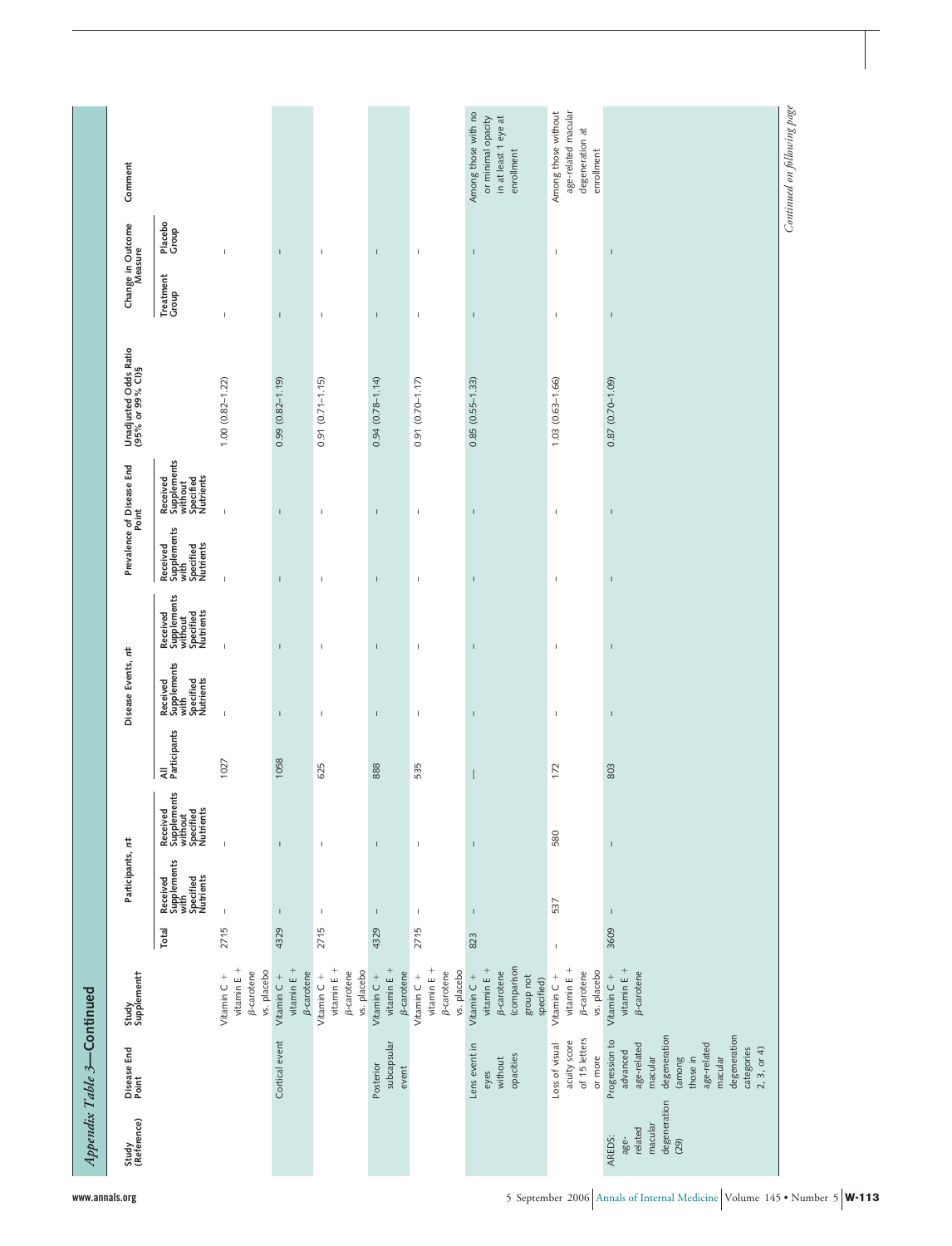*Appendix Table 3*—**Continued**

| Study (Reference) | Disease End Point | Study Supplement† | Participants, n‡ | | | Disease Events, n‡ | | | Prevalence of Disease End Point | | Unadjusted Odds Ratio (95% or 99% CI)§ | Change in Outcome Measure | | Comment |
|---|---|---|---|---|---|---|---|---|---|---|---|---|---|---|
| | | | Total | Received Supplements with Specified Nutrients | Received Supplements without Specified Nutrients | All Participants | Received Supplements with Specified Nutrients | Received Supplements without Specified Nutrients | Received Supplements with Specified Nutrients | Received Supplements without Specified Nutrients | | Treatment Group | Placebo Group | |
| | | Vitamin C + vitamin E + β-carotene vs. placebo | 2715 | – | – | 1027 | – | – | – | – | 1.00 (0.82–1.22) | – | – | |
| | Cortical event | Vitamin C + vitamin E + β-carotene | 4329 | – | – | 1058 | – | – | – | – | 0.99 (0.82–1.19) | – | – | |
| | | Vitamin C + vitamin E + β-carotene vs. placebo | 2715 | – | – | 625 | – | – | – | – | 0.91 (0.71–1.15) | – | – | |
| | Posterior subcapsular event | Vitamin C + vitamin E + β-carotene | 4329 | – | – | 888 | – | – | – | – | 0.94 (0.78–1.14) | – | – | |
| | | Vitamin C + vitamin E + β-carotene vs. placebo | 2715 | – | – | 535 | – | – | – | – | 0.91 (0.70–1.17) | – | – | |
| | Lens event in eyes without opacities | Vitamin C + vitamin E + β-carotene (comparison group not specified) | 823 | – | – | — | – | – | – | – | 0.85 (0.55–1.33) | – | – | Among those with no or minimal opacity in at least 1 eye at enrollment |
| | Loss of visual acuity score of 15 letters or more | Vitamin C + vitamin E + β-carotene vs. placebo | – | 537 | 580 | 172 | – | – | – | – | 1.03 (0.63–1.66) | – | – | Among those without age-related macular degeneration at enrollment |
| AREDS: age-related macular degeneration (29) | Progression to advanced age-related macular degeneration (among those in age-related macular degeneration categories 2, 3, or 4) | Vitamin C + vitamin E + β-carotene | 3609 | – | – | 803 | – | – | – | – | 0.87 (0.70–1.09) | – | – | |

*Continued on following page*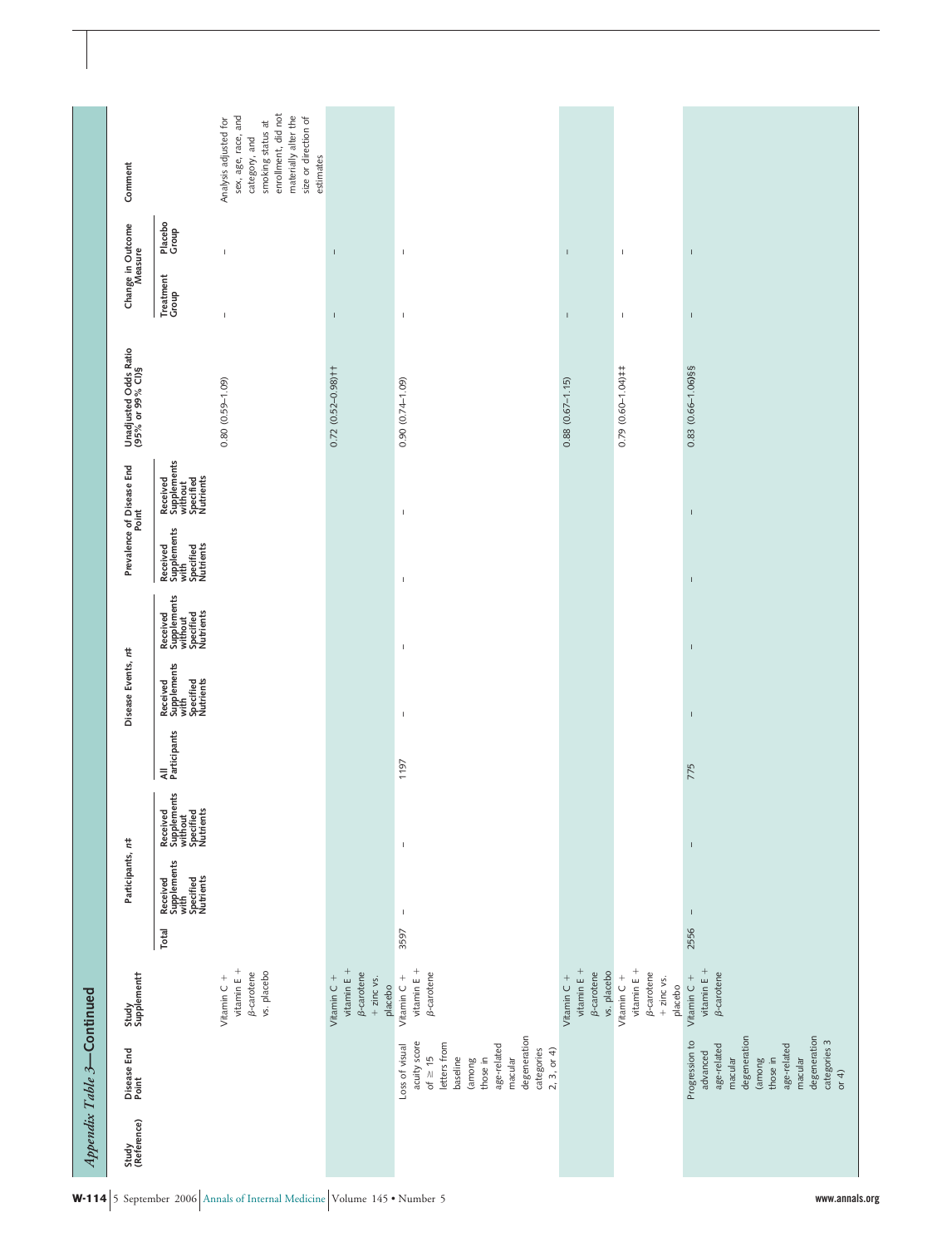*Appendix Table 3*—**Continued**

| Study (Reference) | Disease End Point | Study Supplement† | Participants, n‡ | | | Disease Events, n‡ | | | Prevalence of Disease End Point | | Unadjusted Odds Ratio (95% or 99% CI)§ | Change in Outcome Measure | | Comment |
|---|---|---|---|---|---|---|---|---|---|---|---|---|---|---|
| | | | Total | Received Supplements with Specified Nutrients | Received Supplements without Specified Nutrients | All Participants | Received Supplements with Specified Nutrients | Received Supplements without Specified Nutrients | Received Supplements with Specified Nutrients | Received Supplements without Specified Nutrients | | Treatment Group | Placebo Group | |
| | | Vitamin C + vitamin E + β-carotene vs. placebo | | | | | | | | | 0.80 (0.59–1.09) | – | – | Analysis adjusted for sex, age, race, and category, and smoking status at enrollment, did not materially alter the size or direction of estimates |
| | | Vitamin C + vitamin E + β-carotene + zinc vs. placebo | | | | | | | | | 0.72 (0.52–0.98)†† | – | – | |
| | Loss of visual acuity score of ≥ 15 letters from baseline (among those in age-related macular degeneration categories 2, 3, or 4) | Vitamin C + vitamin E + β-carotene | 3597 | – | – | 1197 | – | – | – | – | 0.90 (0.74–1.09) | – | – | |
| | | Vitamin C + vitamin E + β-carotene vs. placebo | | | | | | | | | 0.88 (0.67–1.15) | – | – | |
| | | Vitamin C + vitamin E + β-carotene + zinc vs. placebo | | | | | | | | | 0.79 (0.60–1.04)‡‡ | – | – | |
| | Progression to advanced age-related macular degeneration (among those in age-related macular degeneration categories 3 or 4) | Vitamin C + vitamin E + β-carotene | 2556 | – | – | 775 | – | – | – | – | 0.83 (0.66–1.06)§§ | – | – | |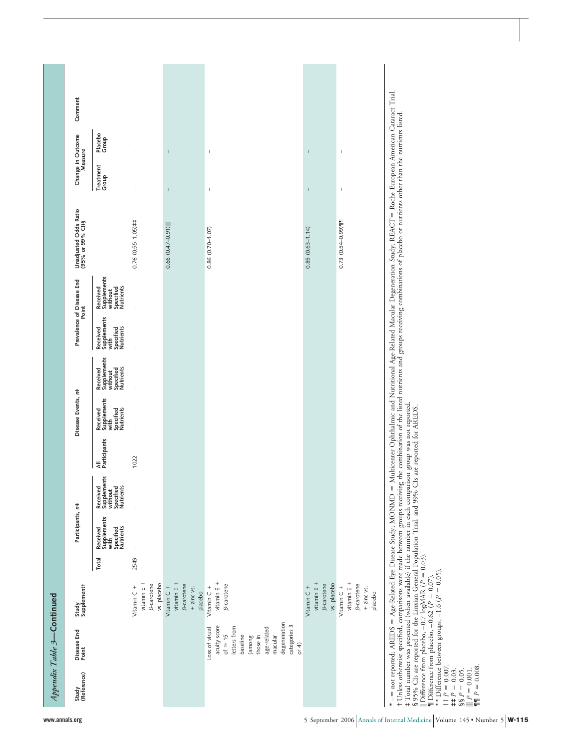*Appendix Table 3*—**Continued**

| Study (Reference) | Disease End Point | Study Supplement† | Participants, n‡ | | | Disease Events, n‡ | | | Prevalence of Disease End Point | | Unadjusted Odds Ratio (95% or 99% CI)§ | Change in Outcome Measure | | Comment |
|---|---|---|---|---|---|---|---|---|---|---|---|---|---|---|
| | | | Total | Received Supplements with Specified Nutrients | Received Supplements without Specified Nutrients | All Participants | Received Supplements with Specified Nutrients | Received Supplements without Specified Nutrients | Received Supplements with Specified Nutrients | Received Supplements without Specified Nutrients | | Treatment Group | Placebo Group | |
| | | Vitamin C + vitamin E + β-carotene vs. placebo | 2549 | – | – | 1022 | – | – | – | – | 0.76 (0.55–1.05)‡‡ | – | – | |
| | | Vitamin C + vitamin E + β-carotene + zinc vs. placebo | | | | | | | | | 0.66 (0.47–0.91)‖‖ | – | – | |
| | Loss of visual acuity score of ≥15 letters from baseline (among those in age-related macular degeneration categories 3 or 4) | Vitamin C + vitamin E + β-carotene | | | | | | | | | 0.86 (0.70–1.07) | – | – | |
| | | Vitamin C + vitamin E + β-carotene vs. placebo | | | | | | | | | 0.85 (0.63–1.14) | – | – | |
| | | Vitamin C + vitamin E + β-carotene + zinc vs. placebo | | | | | | | | | 0.73 (0.54–0.99)¶¶ | – | – | |

* – = not reported; AREDS = Age-Related Eye Disease Study; MONMD = Multicenter Ophthalmic and Nutritional Age-Related Macular Degeneration Study; REACT = Roche European American Cataract Trial.
† Unless otherwise specified, comparisons were made between groups receiving the combination of the listed nutrients and groups receiving combinations of placebo or nutrients other than the nutrients listed.
‡ Total number was presented (when available) if the number in each comparison group was not reported.
§ 95% CIs are reported for the Linxian General Population Trial, and 99% CIs are reported for AREDS.
‖ Difference from placebo, −0.7 logMAR ($P$ = 0.03).
¶ Difference from placebo, −0.62 ($P$ = 0.07).
** Difference between groups, −1.6 ($P$ = 0.05).
†† $P$ = 0.007.
‡‡ $P$ = 0.03.
§§ $P$ = 0.05.
‖‖ $P$ = 0.001.
¶¶ $P$ = 0.008.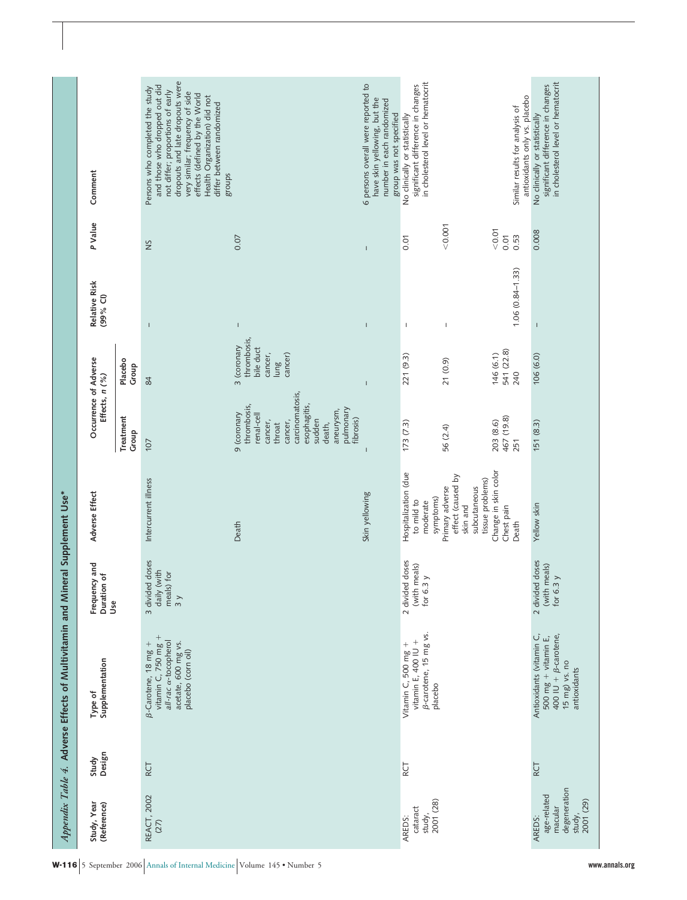## Appendix Table 4. Adverse Effects of Multivitamin and Mineral Supplement Use*

| Study, Year (Reference) | Study Design | Type of Supplementation | Frequency and Duration of Use | Adverse Effect | Occurrence of Adverse Effects, n (%) | | Relative Risk (99% CI) | P Value | Comment |
|---|---|---|---|---|---|---|---|---|---|
| | | | | | Treatment Group | Placebo Group | | | |
| REACT, 2002 (27) | RCT | β-Carotene, 18 mg + vitamin C, 750 mg + *all-rac* α-tocopherol acetate, 600 mg vs. placebo (corn oil) | 3 divided doses daily (with meals) for 3 y | Intercurrent illness | 107 | 84 | – | NS | Persons who completed the study and those who dropped out did not differ; proportions of early dropouts and late dropouts were very similar; frequency of side effects (defined by the World Health Organization) did not differ between randomized groups |
| | | | | Death | 9 (coronary thrombosis, renal-cell cancer, throat cancer, carcinomatosis, esophagitis, sudden death, aneurysm, pulmonary fibrosis) | 3 (coronary thrombosis, bile duct cancer, lung cancer) | – | 0.07 | |
| | | | | Skin yellowing | – | – | – | – | 6 persons overall were reported to have skin yellowing, but the number in each randomized group was not specified |
| AREDS: cataract study, 2001 (28) | RCT | Vitamin C, 500 mg + vitamin E, 400 IU + β-carotene, 15 mg vs. placebo | 2 divided doses (with meals) for 6.3 y | Hospitalization (due to mild to moderate symptoms) | 173 (7.3) | 221 (9.3) | – | 0.01 | No clinically or statistically significant difference in changes in cholesterol level or hematocrit |
| | | | | Primary adverse effect (caused by skin and subcutaneous tissue problems) | 56 (2.4) | 21 (0.9) | – | <0.001 | |
| | | | | Change in skin color | 203 (8.6) | 146 (6.1) | | <0.01 | |
| | | | | Chest pain | 467 (19.8) | 541 (22.8) | | 0.01 | |
| | | | | Death | 251 | 240 | 1.06 (0.84–1.33) | 0.53 | Similar results for analysis of antioxidants only vs. placebo |
| AREDS: age-related macular degeneration study, 2001 (29) | RCT | Antioxidants (vitamin C, 500 mg + vitamin E, 400 IU + β-carotene, 15 mg) vs. no antioxidants | 2 divided doses (with meals) for 6.3 y | Yellow skin | 151 (8.3) | 106 (6.0) | – | 0.008 | No clinically or statistically significant difference in changes in cholesterol level or hematocrit |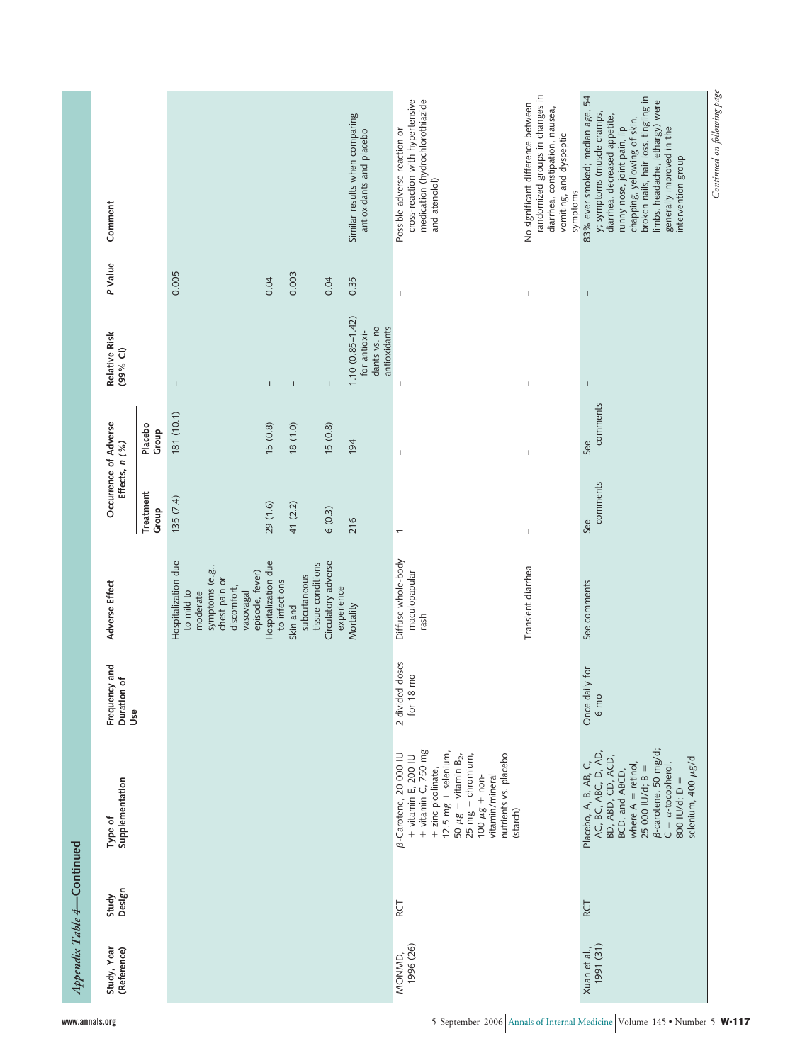*Appendix Table 4—Continued*

| Study, Year (Reference) | Study Design | Type of Supplementation | Frequency and Duration of Use | Adverse Effect | Occurrence of Adverse Effects, n (%) | | Relative Risk (99% CI) | P Value | Comment |
|---|---|---|---|---|---|---|---|---|---|
| | | | | | Treatment Group | Placebo Group | | | |
| | | | | Hospitalization due to mild to moderate symptoms (e.g., chest pain or discomfort, vasovagal episode, fever) | 135 (7.4) | 181 (10.1) | – | 0.005 | |
| | | | | Hospitalization due to infections | 29 (1.6) | 15 (0.8) | – | 0.04 | |
| | | | | Skin and subcutaneous tissue conditions | 41 (2.2) | 18 (1.0) | – | 0.003 | |
| | | | | Circulatory adverse experience | 6 (0.3) | 15 (0.8) | – | 0.04 | |
| | | | | Mortality | 216 | 194 | 1.10 (0.85–1.42) for antioxidants vs. no antioxidants | 0.35 | Similar results when comparing antioxidants and placebo |
| MONMD, 1996 (26) | RCT | β-Carotene, 20 000 IU + vitamin E, 200 IU + vitamin C, 750 mg + zinc picolinate, 12.5 mg + selenium, 50 μg + vitamin $B_2$, 25 mg + chromium, 100 μg + non-vitamin/mineral nutrients vs. placebo (starch) | 2 divided doses for 18 mo | Diffuse whole-body maculopapular rash | 1 | – | – | – | Possible adverse reaction or cross-reaction with hypertensive medication (hydrochlorothiazide and atenolol) |
| | | | | Transient diarrhea | – | – | – | – | No significant difference between randomized groups in changes in diarrhea, constipation, nausea, vomiting, and dyspeptic symptoms |
| Xuan et al., 1991 (31) | RCT | Placebo, A, B, AB, C, AC, BC, ABC, D, AD, BD, ABD, CD, ACD, BCD, and ABCD, where A = retinol, 25 000 IU/d; B = β-carotene, 50 mg/d; C = α-tocopherol, 800 IU/d; D = selenium, 400 μg/d | Once daily for 6 mo | See comments | See comments | See comments | – | – | 83% ever smoked; median age, 54 y; symptoms (muscle cramps, diarrhea, decreased appetite, runny nose, joint pain, lip chapping, yellowing of skin, broken nails, hair loss, tingling in limbs, headache, lethargy) were generally improved in the intervention group |

*Continued on following page*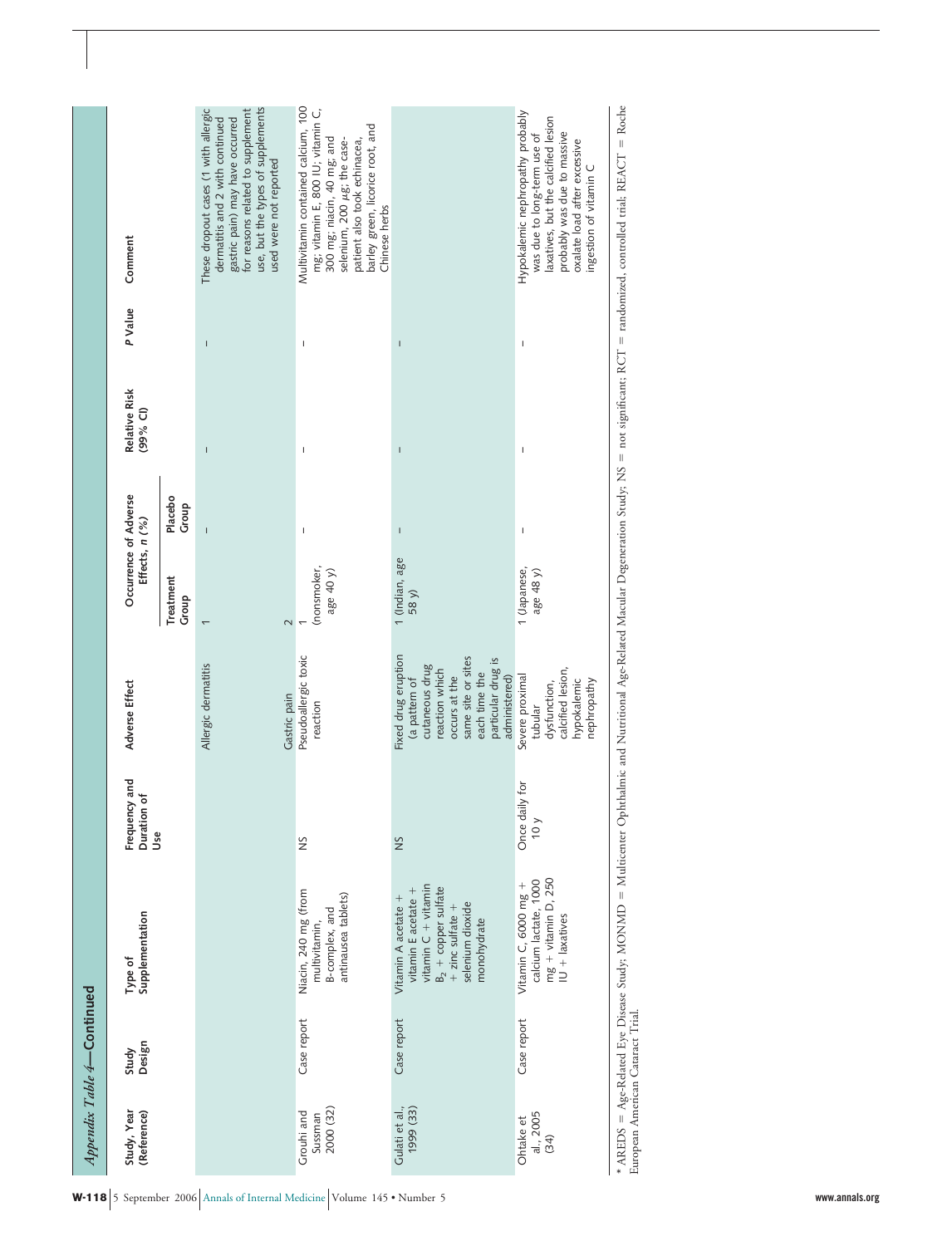*Appendix Table 4*—Continued

| Study, Year (Reference) | Study Design | Type of Supplementation | Frequency and Duration of Use | Adverse Effect | Occurrence of Adverse Effects, *n* (%) | | Relative Risk (99% CI) | *P* Value | Comment |
|---|---|---|---|---|---|---|---|---|---|
| | | | | | Treatment Group | Placebo Group | | | |
| | | | | Allergic dermatitis | 1 | – | – | – | These dropout cases (1 with allergic dermatitis and 2 with continued gastric pain) may have occurred for reasons related to supplement use, but the types of supplements used were not reported |
| | | | | Gastric pain | 2 | | | | |
| Grouhi and Sussman 2000 (32) | Case report | Niacin, 240 mg (from multivitamin, B-complex, and antinausea tablets) | NS | Pseudoallergic toxic reaction | 1 (nonsmoker, age 40 y) | – | – | – | Multivitamin contained calcium, 100 mg; vitamin E, 800 IU; vitamin C, 300 mg; niacin, 40 mg; and selenium, 200 μg; the case-patient also took echinacea, barley green, licorice root, and Chinese herbs |
| Gulati et al., 1999 (33) | Case report | Vitamin A acetate + vitamin E acetate + vitamin C + vitamin $B_2$ + copper sulfate + zinc sulfate + selenium dioxide monohydrate | NS | Fixed drug eruption (a pattern of cutaneous drug reaction which occurs at the same site or sites each time the particular drug is administered) | 1 (Indian, age 58 y) | – | – | – | |
| Ohtake et al., 2005 (34) | Case report | Vitamin C, 6000 mg + calcium lactate, 1000 mg + vitamin D, 250 IU + laxatives | Once daily for 10 y | Severe proximal tubular dysfunction, calcified lesion, hypokalemic nephropathy | 1 (Japanese, age 48 y) | – | – | – | Hypokalemic nephropathy probably was due to long-term use of laxatives, but the calcified lesion probably was due to massive oxalate load after excessive ingestion of vitamin C |

* AREDS = Age-Related Eye Disease Study; MONMD = Multicenter Ophthalmic and Nutritional Age-Related Macular Degeneration Study; NS = not significant; RCT = randomized, controlled trial; REACT = Roche European American Cataract Trial.